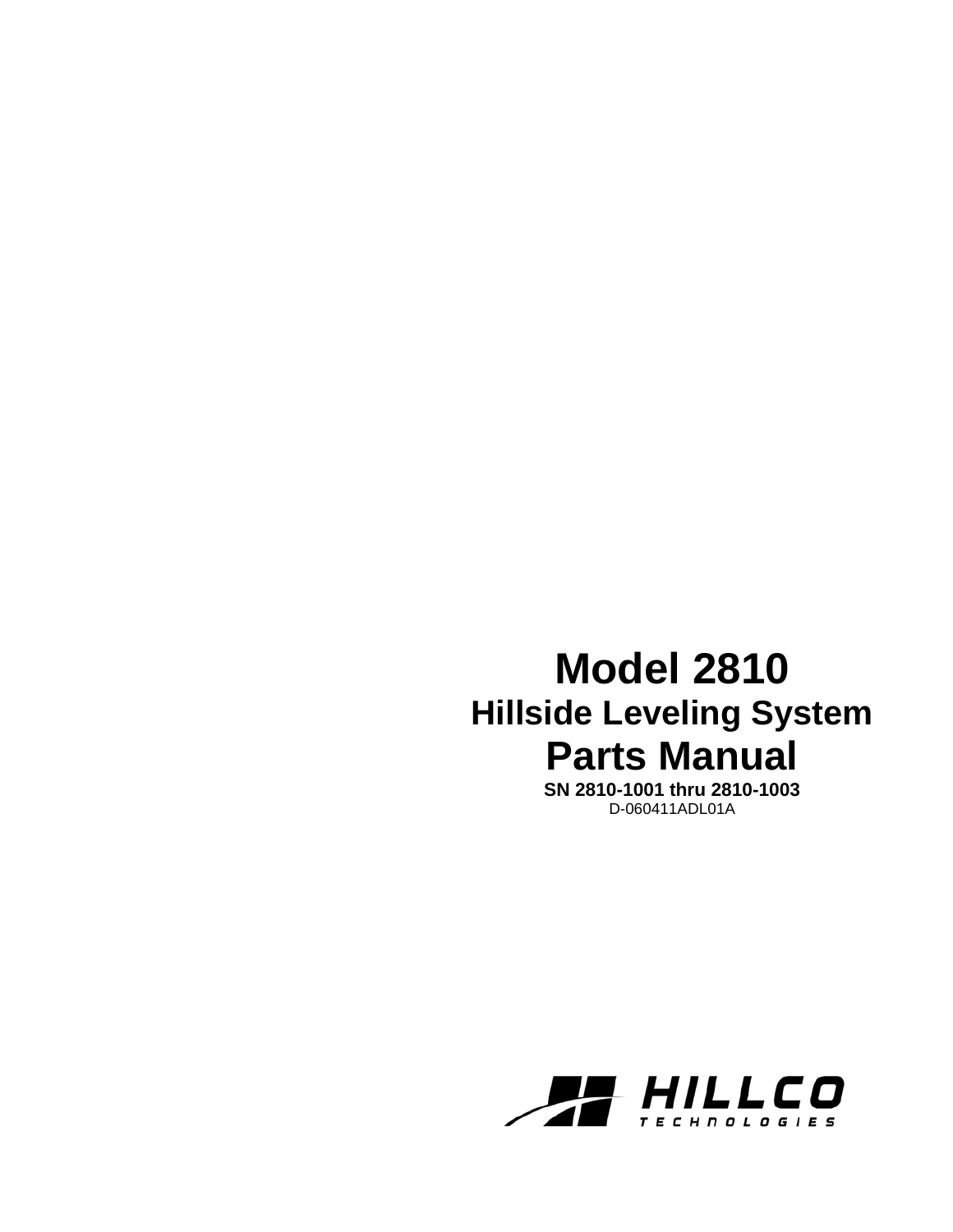# Model 2810

## Hillside Leveling System

# Parts Manual

**SN 2810-1001 thru 2810-1003**

D-060411ADL01A

HILLCO TECHNOLOGIES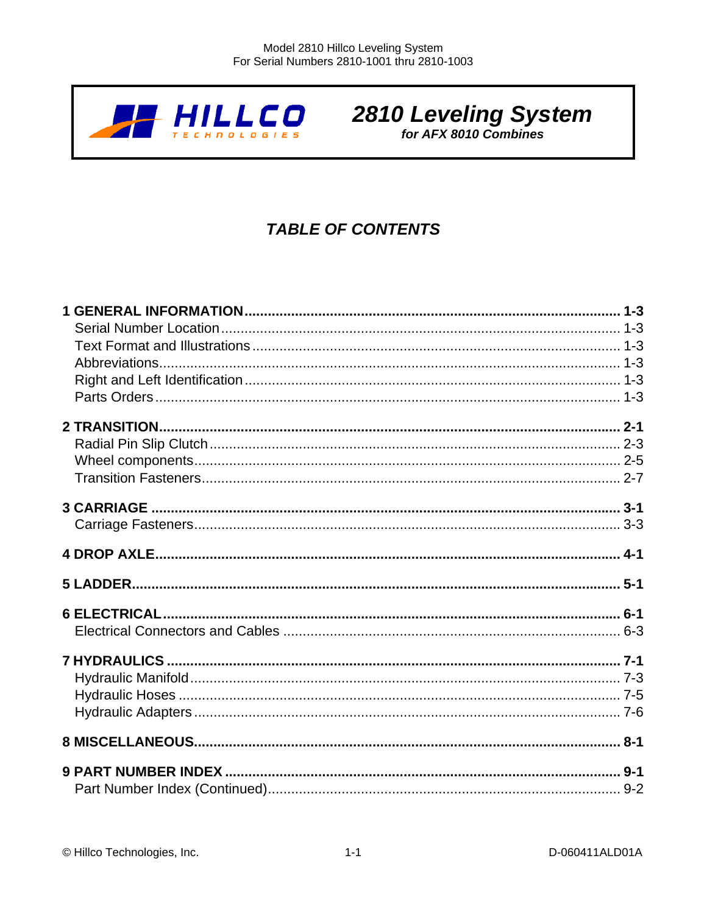# 2810 Leveling System

***for AFX 8010 Combines***

## *TABLE OF CONTENTS*

**1 GENERAL INFORMATION ........................................................ 1-3**
- Serial Number Location ........................................................ 1-3
- Text Format and Illustrations ........................................................ 1-3
- Abbreviations ........................................................ 1-3
- Right and Left Identification ........................................................ 1-3
- Parts Orders ........................................................ 1-3

**2 TRANSITION ........................................................ 2-1**
- Radial Pin Slip Clutch ........................................................ 2-3
- Wheel components ........................................................ 2-5
- Transition Fasteners ........................................................ 2-7

**3 CARRIAGE ........................................................ 3-1**
- Carriage Fasteners ........................................................ 3-3

**4 DROP AXLE ........................................................ 4-1**

**5 LADDER ........................................................ 5-1**

**6 ELECTRICAL ........................................................ 6-1**
- Electrical Connectors and Cables ........................................................ 6-3

**7 HYDRAULICS ........................................................ 7-1**
- Hydraulic Manifold ........................................................ 7-3
- Hydraulic Hoses ........................................................ 7-5
- Hydraulic Adapters ........................................................ 7-6

**8 MISCELLANEOUS ........................................................ 8-1**

**9 PART NUMBER INDEX ........................................................ 9-1**
- Part Number Index (Continued) ........................................................ 9-2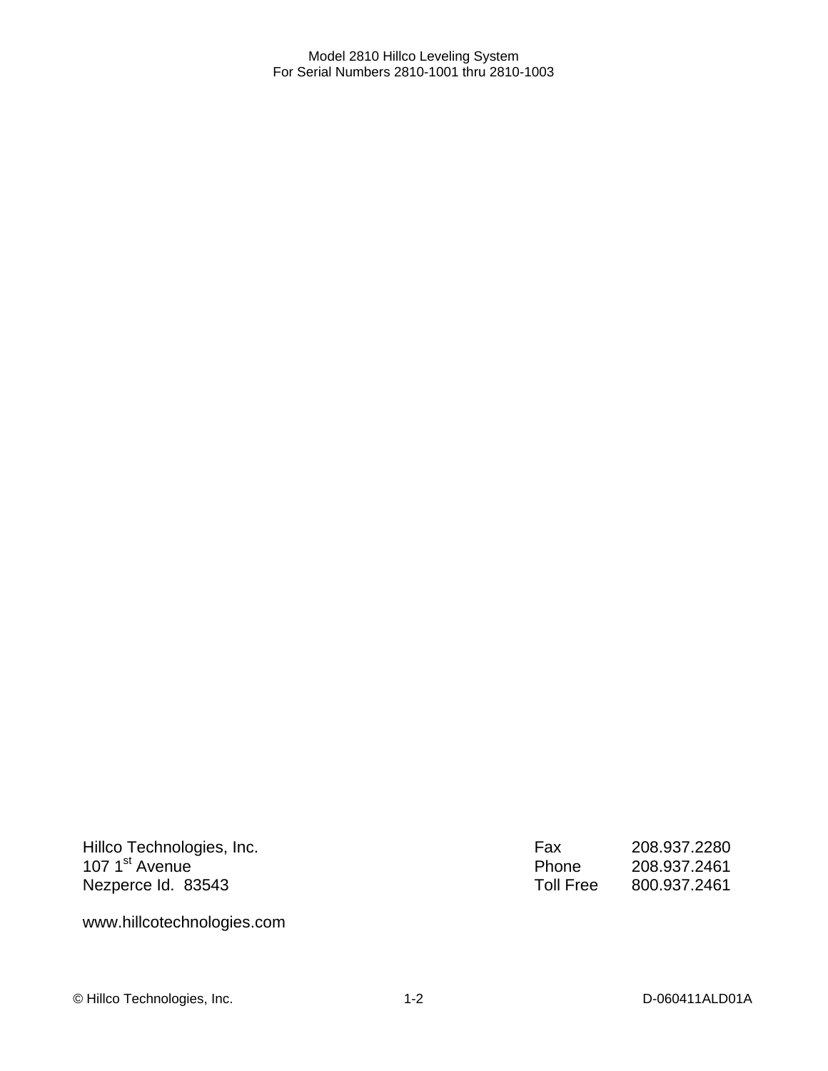Hillco Technologies, Inc.
107 1st Avenue
Nezperce Id.  83543

| | |
|---|---|
| Fax | 208.937.2280 |
| Phone | 208.937.2461 |
| Toll Free | 800.937.2461 |

www.hillcotechnologies.com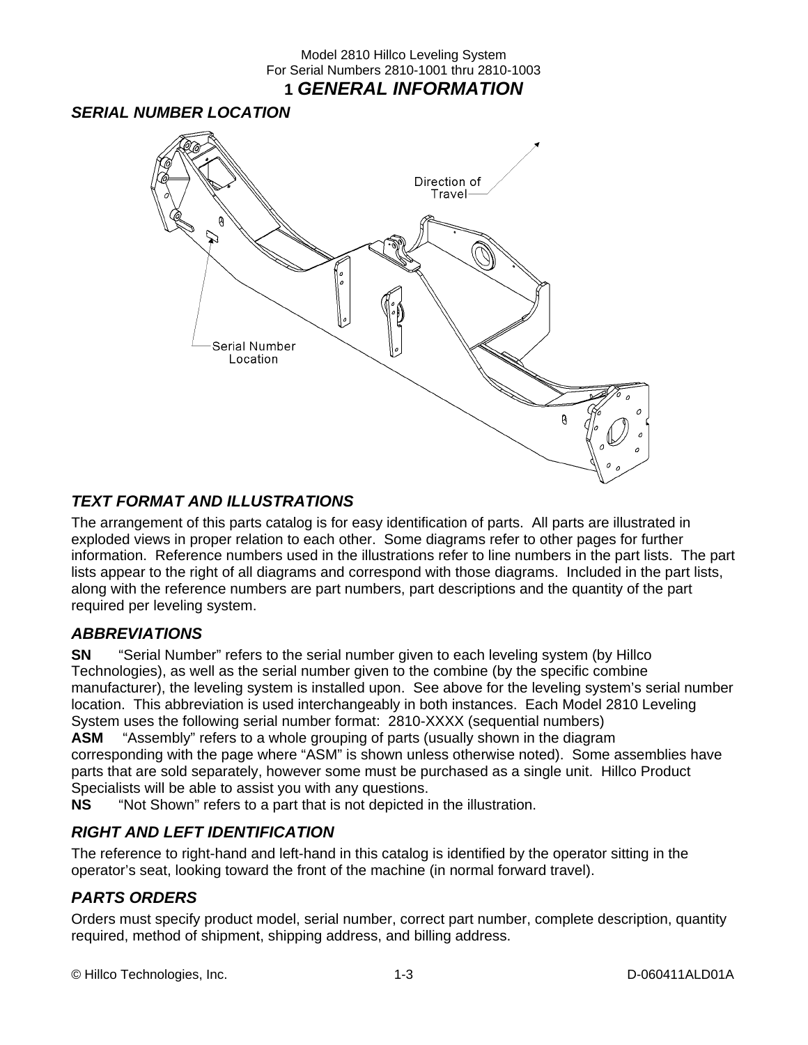# 1 GENERAL INFORMATION

## SERIAL NUMBER LOCATION

Direction of Travel

Serial Number Location

## TEXT FORMAT AND ILLUSTRATIONS

The arrangement of this parts catalog is for easy identification of parts. All parts are illustrated in exploded views in proper relation to each other. Some diagrams refer to other pages for further information. Reference numbers used in the illustrations refer to line numbers in the part lists. The part lists appear to the right of all diagrams and correspond with those diagrams. Included in the part lists, along with the reference numbers are part numbers, part descriptions and the quantity of the part required per leveling system.

## ABBREVIATIONS

**SN** "Serial Number" refers to the serial number given to each leveling system (by Hillco Technologies), as well as the serial number given to the combine (by the specific combine manufacturer), the leveling system is installed upon. See above for the leveling system's serial number location. This abbreviation is used interchangeably in both instances. Each Model 2810 Leveling System uses the following serial number format: 2810-XXXX (sequential numbers)

**ASM** "Assembly" refers to a whole grouping of parts (usually shown in the diagram corresponding with the page where "ASM" is shown unless otherwise noted). Some assemblies have parts that are sold separately, however some must be purchased as a single unit. Hillco Product Specialists will be able to assist you with any questions.

**NS** "Not Shown" refers to a part that is not depicted in the illustration.

## RIGHT AND LEFT IDENTIFICATION

The reference to right-hand and left-hand in this catalog is identified by the operator sitting in the operator's seat, looking toward the front of the machine (in normal forward travel).

## PARTS ORDERS

Orders must specify product model, serial number, correct part number, complete description, quantity required, method of shipment, shipping address, and billing address.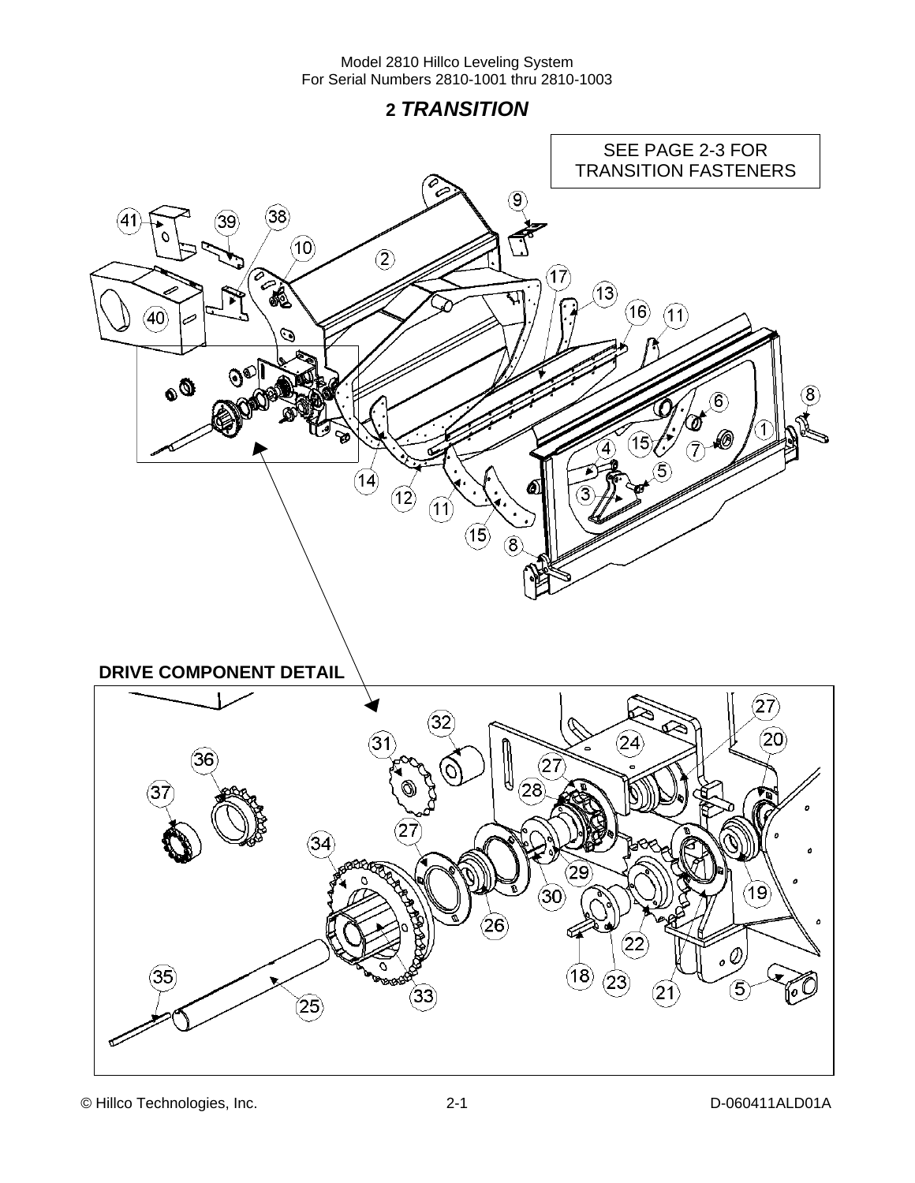## 2 *TRANSITION*

SEE PAGE 2-3 FOR TRANSITION FASTENERS

**DRIVE COMPONENT DETAIL**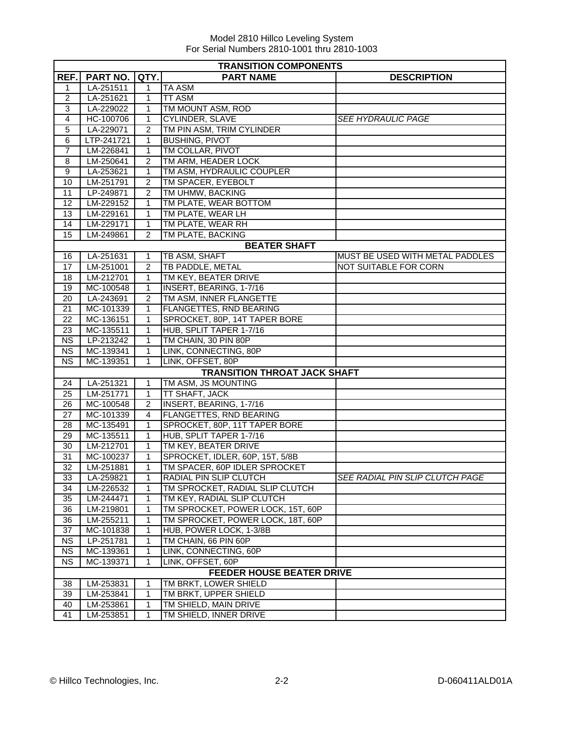Model 2810 Hillco Leveling System
For Serial Numbers 2810-1001 thru 2810-1003

| REF. | PART NO. | QTY. | PART NAME | DESCRIPTION |
|---|---|---|---|---|
| **TRANSITION COMPONENTS** | | | | |
| 1 | LA-251511 | 1 | TA ASM | |
| 2 | LA-251621 | 1 | TT ASM | |
| 3 | LA-229022 | 1 | TM MOUNT ASM, ROD | |
| 4 | HC-100706 | 1 | CYLINDER, SLAVE | *SEE HYDRAULIC PAGE* |
| 5 | LA-229071 | 2 | TM PIN ASM, TRIM CYLINDER | |
| 6 | LTP-241721 | 1 | BUSHING, PIVOT | |
| 7 | LM-226841 | 1 | TM COLLAR, PIVOT | |
| 8 | LM-250641 | 2 | TM ARM, HEADER LOCK | |
| 9 | LA-253621 | 1 | TM ASM, HYDRAULIC COUPLER | |
| 10 | LM-251791 | 2 | TM SPACER, EYEBOLT | |
| 11 | LP-249871 | 2 | TM UHMW, BACKING | |
| 12 | LM-229152 | 1 | TM PLATE, WEAR BOTTOM | |
| 13 | LM-229161 | 1 | TM PLATE, WEAR LH | |
| 14 | LM-229171 | 1 | TM PLATE, WEAR RH | |
| 15 | LM-249861 | 2 | TM PLATE, BACKING | |
| **BEATER SHAFT** | | | | |
| 16 | LA-251631 | 1 | TB ASM, SHAFT | MUST BE USED WITH METAL PADDLES |
| 17 | LM-251001 | 2 | TB PADDLE, METAL | NOT SUITABLE FOR CORN |
| 18 | LM-212701 | 1 | TM KEY, BEATER DRIVE | |
| 19 | MC-100548 | 1 | INSERT, BEARING, 1-7/16 | |
| 20 | LA-243691 | 2 | TM ASM, INNER FLANGETTE | |
| 21 | MC-101339 | 1 | FLANGETTES, RND BEARING | |
| 22 | MC-136151 | 1 | SPROCKET, 80P, 14T TAPER BORE | |
| 23 | MC-135511 | 1 | HUB, SPLIT TAPER 1-7/16 | |
| NS | LP-213242 | 1 | TM CHAIN, 30 PIN 80P | |
| NS | MC-139341 | 1 | LINK, CONNECTING, 80P | |
| NS | MC-139351 | 1 | LINK, OFFSET, 80P | |
| **TRANSITION THROAT JACK SHAFT** | | | | |
| 24 | LA-251321 | 1 | TM ASM, JS MOUNTING | |
| 25 | LM-251771 | 1 | TT SHAFT, JACK | |
| 26 | MC-100548 | 2 | INSERT, BEARING, 1-7/16 | |
| 27 | MC-101339 | 4 | FLANGETTES, RND BEARING | |
| 28 | MC-135491 | 1 | SPROCKET, 80P, 11T TAPER BORE | |
| 29 | MC-135511 | 1 | HUB, SPLIT TAPER 1-7/16 | |
| 30 | LM-212701 | 1 | TM KEY, BEATER DRIVE | |
| 31 | MC-100237 | 1 | SPROCKET, IDLER, 60P, 15T, 5/8B | |
| 32 | LM-251881 | 1 | TM SPACER, 60P IDLER SPROCKET | |
| 33 | LA-259821 | 1 | RADIAL PIN SLIP CLUTCH | *SEE RADIAL PIN SLIP CLUTCH PAGE* |
| 34 | LM-226532 | 1 | TM SPROCKET, RADIAL SLIP CLUTCH | |
| 35 | LM-244471 | 1 | TM KEY, RADIAL SLIP CLUTCH | |
| 36 | LM-219801 | 1 | TM SPROCKET, POWER LOCK, 15T, 60P | |
| 36 | LM-255211 | 1 | TM SPROCKET, POWER LOCK, 18T, 60P | |
| 37 | MC-101838 | 1 | HUB, POWER LOCK, 1-3/8B | |
| NS | LP-251781 | 1 | TM CHAIN, 66 PIN 60P | |
| NS | MC-139361 | 1 | LINK, CONNECTING, 60P | |
| NS | MC-139371 | 1 | LINK, OFFSET, 60P | |
| **FEEDER HOUSE BEATER DRIVE** | | | | |
| 38 | LM-253831 | 1 | TM BRKT, LOWER SHIELD | |
| 39 | LM-253841 | 1 | TM BRKT, UPPER SHIELD | |
| 40 | LM-253861 | 1 | TM SHIELD, MAIN DRIVE | |
| 41 | LM-253851 | 1 | TM SHIELD, INNER DRIVE | |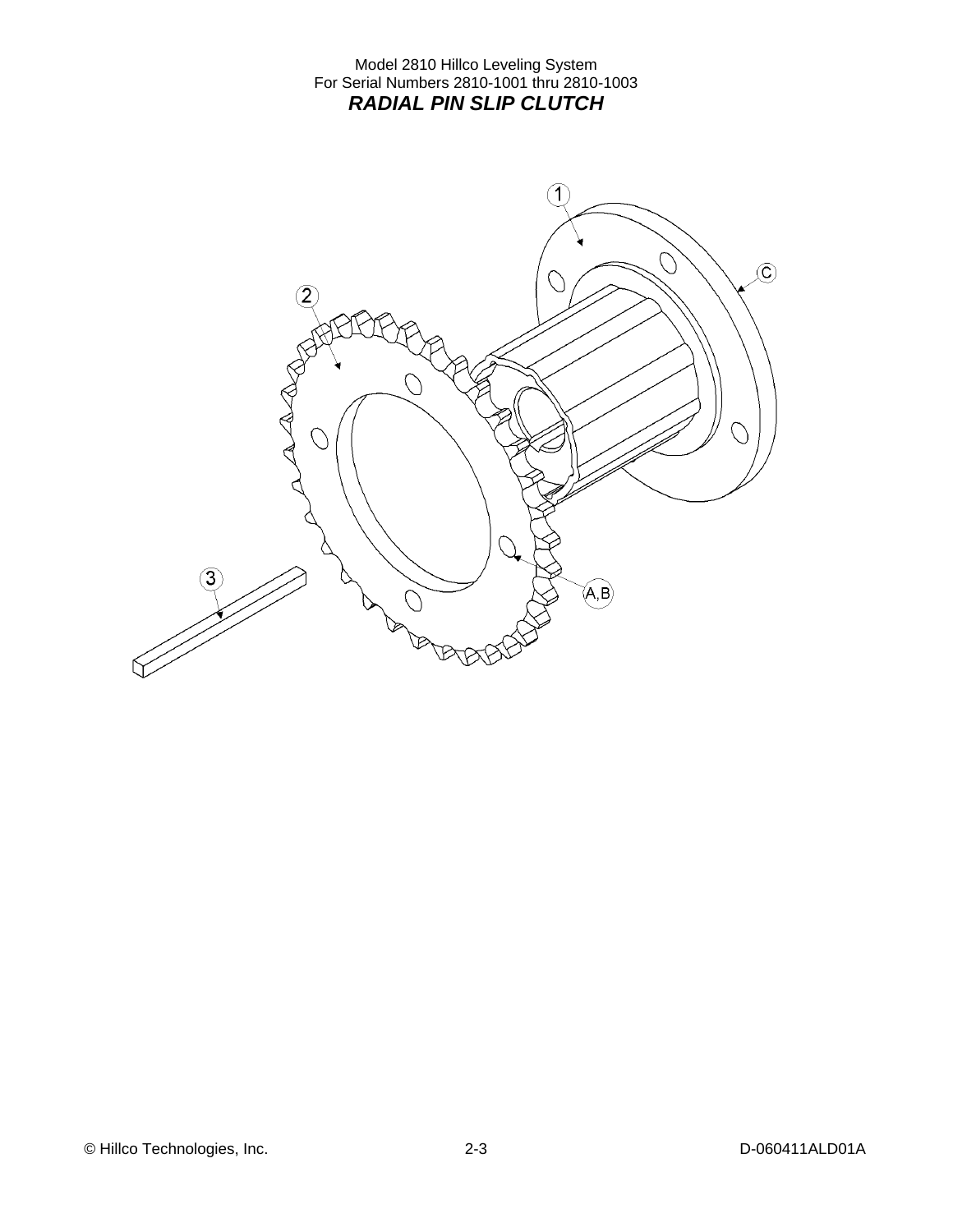Model 2810 Hillco Leveling System
For Serial Numbers 2810-1001 thru 2810-1003

## *RADIAL PIN SLIP CLUTCH*

1

C

2

A,B

3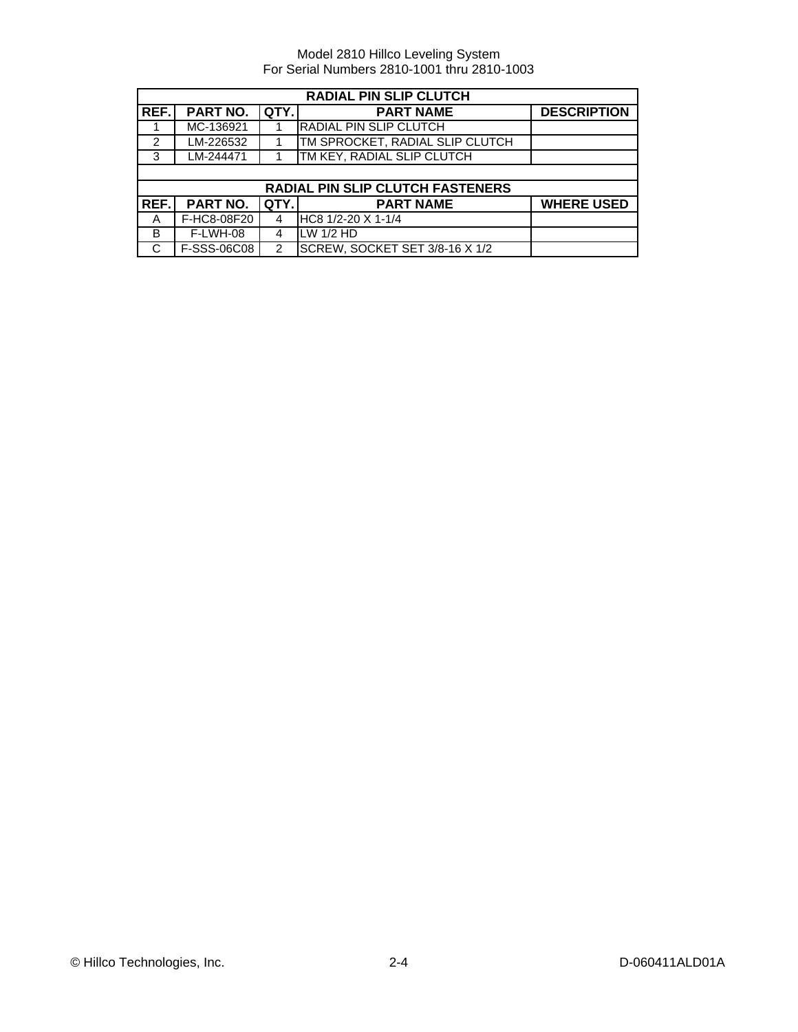| RADIAL PIN SLIP CLUTCH | | | | |
|---|---|---|---|---|
| **REF.** | **PART NO.** | **QTY.** | **PART NAME** | **DESCRIPTION** |
| 1 | MC-136921 | 1 | RADIAL PIN SLIP CLUTCH | |
| 2 | LM-226532 | 1 | TM SPROCKET, RADIAL SLIP CLUTCH | |
| 3 | LM-244471 | 1 | TM KEY, RADIAL SLIP CLUTCH | |

| RADIAL PIN SLIP CLUTCH FASTENERS | | | | |
|---|---|---|---|---|
| **REF.** | **PART NO.** | **QTY.** | **PART NAME** | **WHERE USED** |
| A | F-HC8-08F20 | 4 | HC8 1/2-20 X 1-1/4 | |
| B | F-LWH-08 | 4 | LW 1/2 HD | |
| C | F-SSS-06C08 | 2 | SCREW, SOCKET SET 3/8-16 X 1/2 | |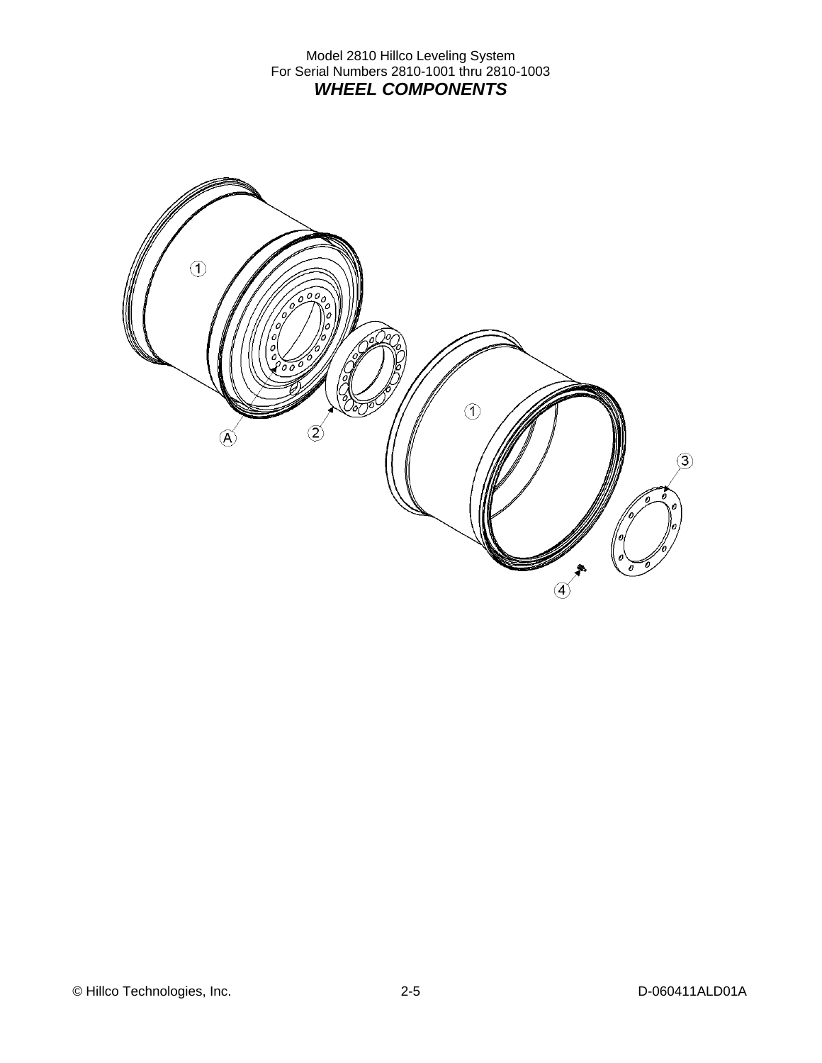Model 2810 Hillco Leveling System
For Serial Numbers 2810-1001 thru 2810-1003

## *WHEEL COMPONENTS*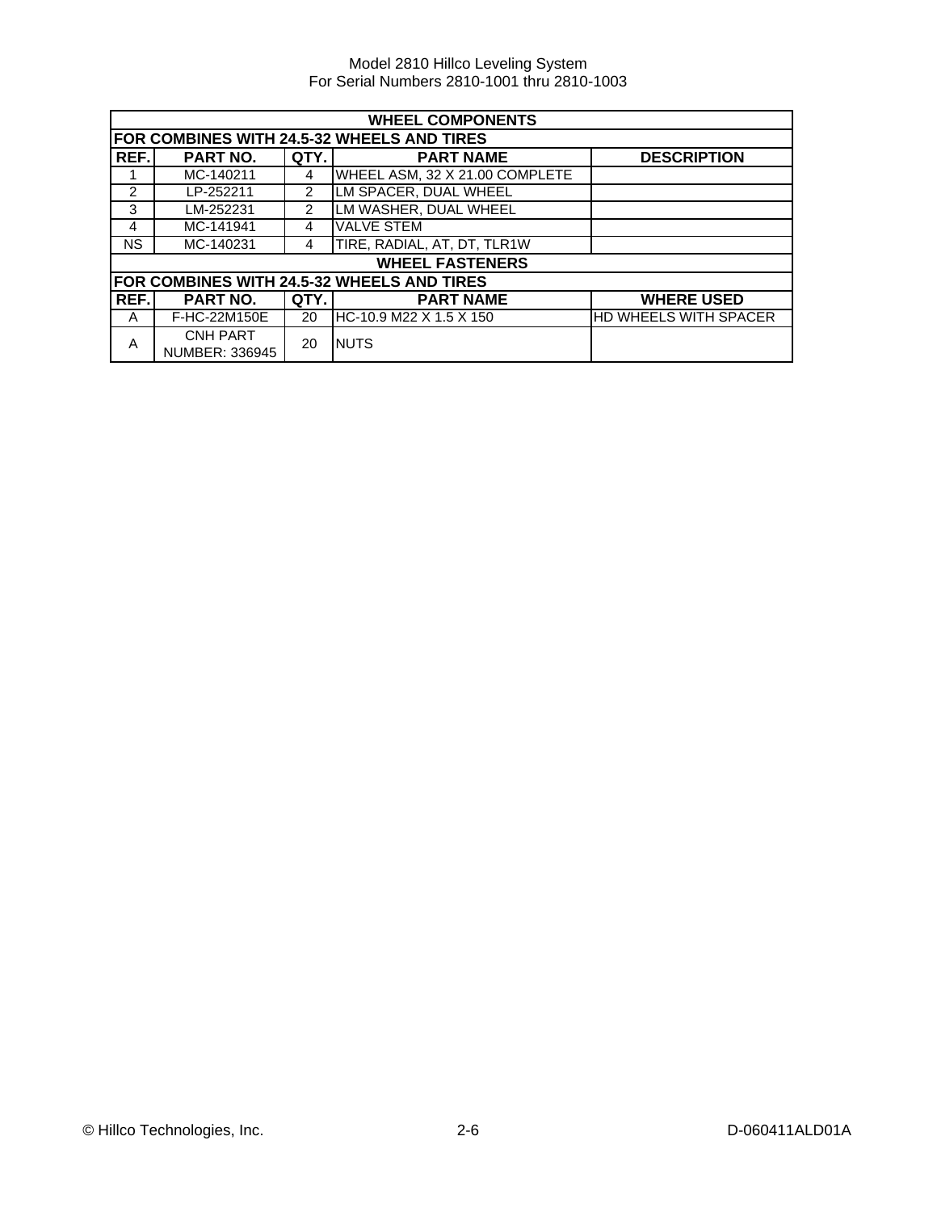| WHEEL COMPONENTS | | | | |
|---|---|---|---|---|
| **FOR COMBINES WITH 24.5-32 WHEELS AND TIRES** | | | | |
| **REF.** | **PART NO.** | **QTY.** | **PART NAME** | **DESCRIPTION** |
| 1 | MC-140211 | 4 | WHEEL ASM, 32 X 21.00 COMPLETE | |
| 2 | LP-252211 | 2 | LM SPACER, DUAL WHEEL | |
| 3 | LM-252231 | 2 | LM WASHER, DUAL WHEEL | |
| 4 | MC-141941 | 4 | VALVE STEM | |
| NS | MC-140231 | 4 | TIRE, RADIAL, AT, DT, TLR1W | |
| **WHEEL FASTENERS** | | | | |
| **FOR COMBINES WITH 24.5-32 WHEELS AND TIRES** | | | | |
| **REF.** | **PART NO.** | **QTY.** | **PART NAME** | **WHERE USED** |
| A | F-HC-22M150E | 20 | HC-10.9 M22 X 1.5 X 150 | HD WHEELS WITH SPACER |
| A | CNH PART NUMBER: 336945 | 20 | NUTS | |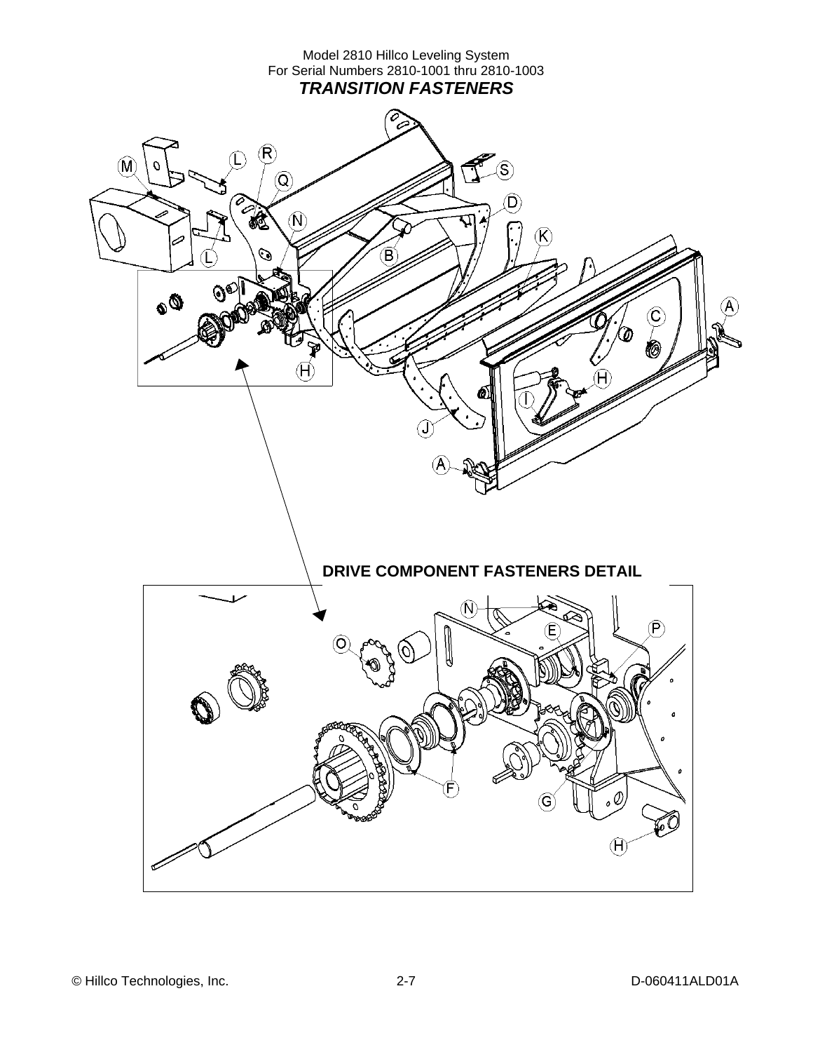## *TRANSITION FASTENERS*

### DRIVE COMPONENT FASTENERS DETAIL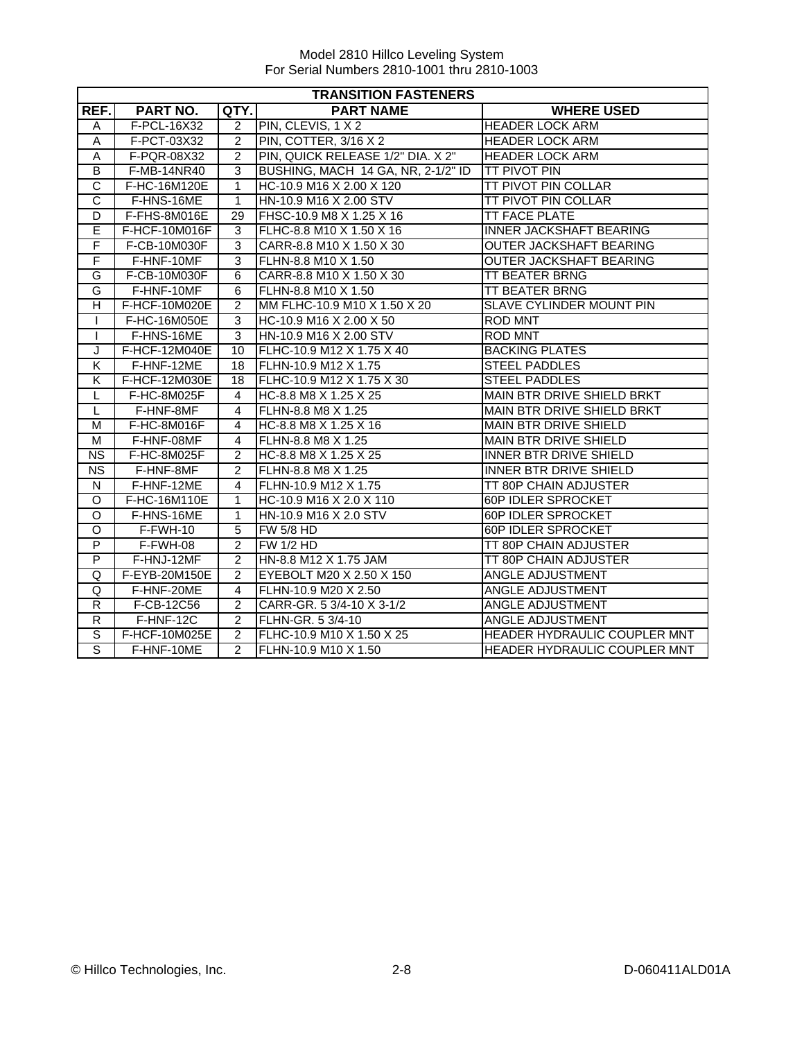| TRANSITION FASTENERS | | | | |
|---|---|---|---|---|
| REF. | PART NO. | QTY. | PART NAME | WHERE USED |
| A | F-PCL-16X32 | 2 | PIN, CLEVIS, 1 X 2 | HEADER LOCK ARM |
| A | F-PCT-03X32 | 2 | PIN, COTTER, 3/16 X 2 | HEADER LOCK ARM |
| A | F-PQR-08X32 | 2 | PIN, QUICK RELEASE 1/2" DIA. X 2" | HEADER LOCK ARM |
| B | F-MB-14NR40 | 3 | BUSHING, MACH 14 GA, NR, 2-1/2" ID | TT PIVOT PIN |
| C | F-HC-16M120E | 1 | HC-10.9 M16 X 2.00 X 120 | TT PIVOT PIN COLLAR |
| C | F-HNS-16ME | 1 | HN-10.9 M16 X 2.00 STV | TT PIVOT PIN COLLAR |
| D | F-FHS-8M016E | 29 | FHSC-10.9 M8 X 1.25 X 16 | TT FACE PLATE |
| E | F-HCF-10M016F | 3 | FLHC-8.8 M10 X 1.50 X 16 | INNER JACKSHAFT BEARING |
| F | F-CB-10M030F | 3 | CARR-8.8 M10 X 1.50 X 30 | OUTER JACKSHAFT BEARING |
| F | F-HNF-10MF | 3 | FLHN-8.8 M10 X 1.50 | OUTER JACKSHAFT BEARING |
| G | F-CB-10M030F | 6 | CARR-8.8 M10 X 1.50 X 30 | TT BEATER BRNG |
| G | F-HNF-10MF | 6 | FLHN-8.8 M10 X 1.50 | TT BEATER BRNG |
| H | F-HCF-10M020E | 2 | MM FLHC-10.9 M10 X 1.50 X 20 | SLAVE CYLINDER MOUNT PIN |
| I | F-HC-16M050E | 3 | HC-10.9 M16 X 2.00 X 50 | ROD MNT |
| I | F-HNS-16ME | 3 | HN-10.9 M16 X 2.00 STV | ROD MNT |
| J | F-HCF-12M040E | 10 | FLHC-10.9 M12 X 1.75 X 40 | BACKING PLATES |
| K | F-HNF-12ME | 18 | FLHN-10.9 M12 X 1.75 | STEEL PADDLES |
| K | F-HCF-12M030E | 18 | FLHC-10.9 M12 X 1.75 X 30 | STEEL PADDLES |
| L | F-HC-8M025F | 4 | HC-8.8 M8 X 1.25 X 25 | MAIN BTR DRIVE SHIELD BRKT |
| L | F-HNF-8MF | 4 | FLHN-8.8 M8 X 1.25 | MAIN BTR DRIVE SHIELD BRKT |
| M | F-HC-8M016F | 4 | HC-8.8 M8 X 1.25 X 16 | MAIN BTR DRIVE SHIELD |
| M | F-HNF-08MF | 4 | FLHN-8.8 M8 X 1.25 | MAIN BTR DRIVE SHIELD |
| NS | F-HC-8M025F | 2 | HC-8.8 M8 X 1.25 X 25 | INNER BTR DRIVE SHIELD |
| NS | F-HNF-8MF | 2 | FLHN-8.8 M8 X 1.25 | INNER BTR DRIVE SHIELD |
| N | F-HNF-12ME | 4 | FLHN-10.9 M12 X 1.75 | TT 80P CHAIN ADJUSTER |
| O | F-HC-16M110E | 1 | HC-10.9 M16 X 2.0 X 110 | 60P IDLER SPROCKET |
| O | F-HNS-16ME | 1 | HN-10.9 M16 X 2.0 STV | 60P IDLER SPROCKET |
| O | F-FWH-10 | 5 | FW 5/8 HD | 60P IDLER SPROCKET |
| P | F-FWH-08 | 2 | FW 1/2 HD | TT 80P CHAIN ADJUSTER |
| P | F-HNJ-12MF | 2 | HN-8.8 M12 X 1.75 JAM | TT 80P CHAIN ADJUSTER |
| Q | F-EYB-20M150E | 2 | EYEBOLT M20 X 2.50 X 150 | ANGLE ADJUSTMENT |
| Q | F-HNF-20ME | 4 | FLHN-10.9 M20 X 2.50 | ANGLE ADJUSTMENT |
| R | F-CB-12C56 | 2 | CARR-GR. 5 3/4-10 X 3-1/2 | ANGLE ADJUSTMENT |
| R | F-HNF-12C | 2 | FLHN-GR. 5 3/4-10 | ANGLE ADJUSTMENT |
| S | F-HCF-10M025E | 2 | FLHC-10.9 M10 X 1.50 X 25 | HEADER HYDRAULIC COUPLER MNT |
| S | F-HNF-10ME | 2 | FLHN-10.9 M10 X 1.50 | HEADER HYDRAULIC COUPLER MNT |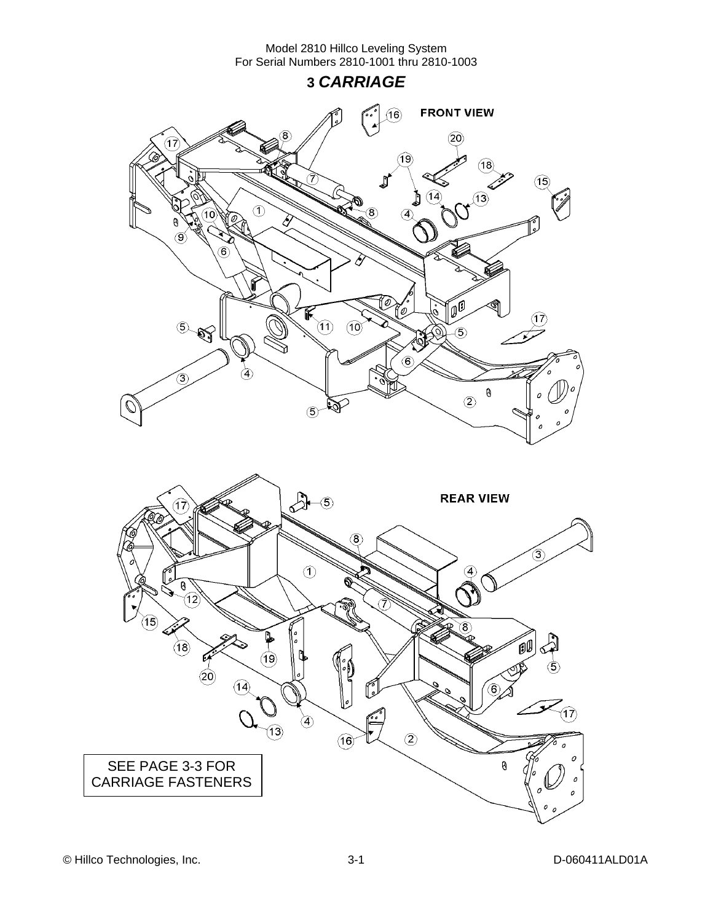# 3 *CARRIAGE*

FRONT VIEW

REAR VIEW

SEE PAGE 3-3 FOR CARRIAGE FASTENERS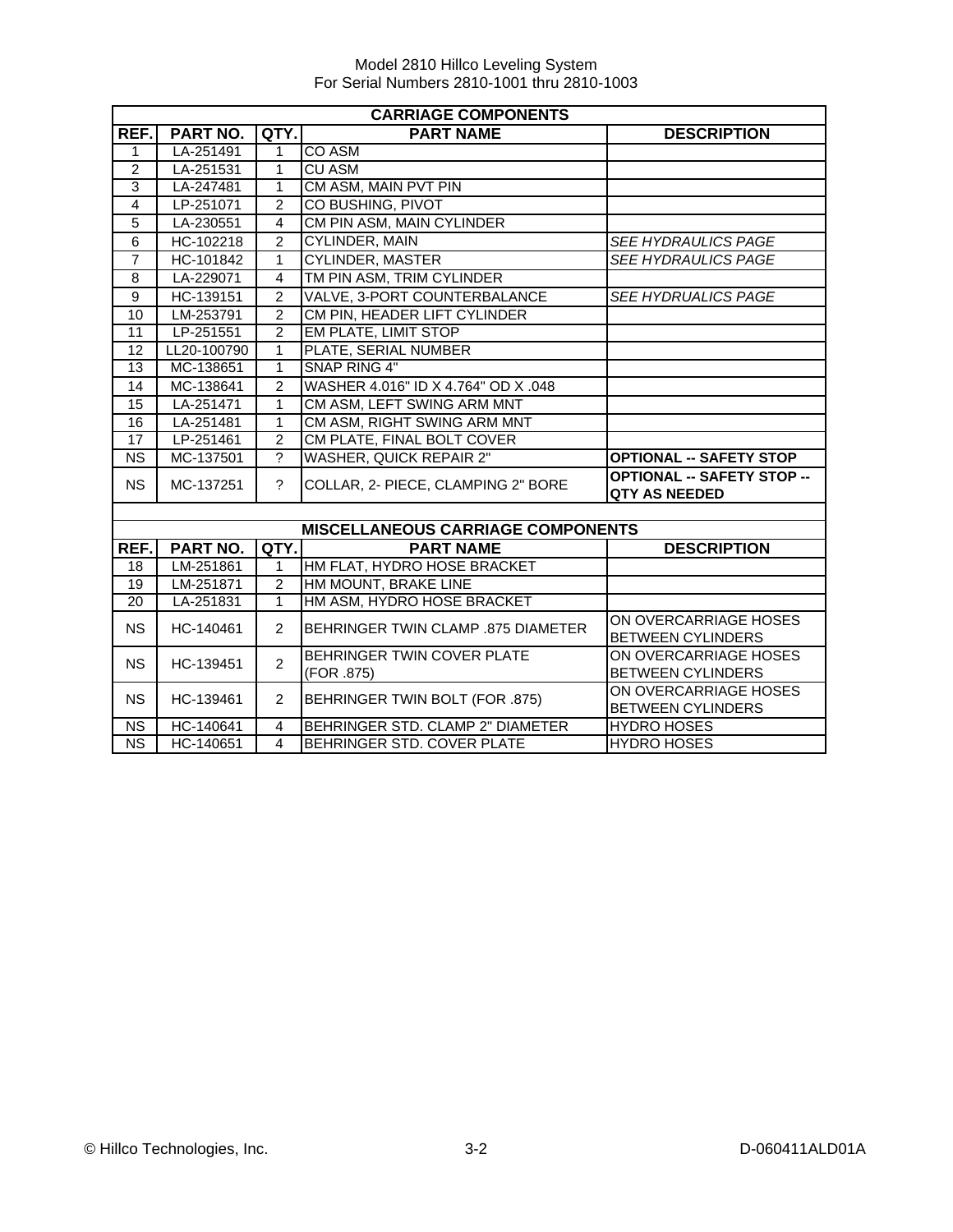Model 2810 Hillco Leveling System
For Serial Numbers 2810-1001 thru 2810-1003

| CARRIAGE COMPONENTS | | | | |
|---|---|---|---|---|
| **REF.** | **PART NO.** | **QTY.** | **PART NAME** | **DESCRIPTION** |
| 1 | LA-251491 | 1 | CO ASM | |
| 2 | LA-251531 | 1 | CU ASM | |
| 3 | LA-247481 | 1 | CM ASM, MAIN PVT PIN | |
| 4 | LP-251071 | 2 | CO BUSHING, PIVOT | |
| 5 | LA-230551 | 4 | CM PIN ASM, MAIN CYLINDER | |
| 6 | HC-102218 | 2 | CYLINDER, MAIN | *SEE HYDRAULICS PAGE* |
| 7 | HC-101842 | 1 | CYLINDER, MASTER | *SEE HYDRAULICS PAGE* |
| 8 | LA-229071 | 4 | TM PIN ASM, TRIM CYLINDER | |
| 9 | HC-139151 | 2 | VALVE, 3-PORT COUNTERBALANCE | *SEE HYDRUALICS PAGE* |
| 10 | LM-253791 | 2 | CM PIN, HEADER LIFT CYLINDER | |
| 11 | LP-251551 | 2 | EM PLATE, LIMIT STOP | |
| 12 | LL20-100790 | 1 | PLATE, SERIAL NUMBER | |
| 13 | MC-138651 | 1 | SNAP RING 4" | |
| 14 | MC-138641 | 2 | WASHER 4.016" ID X 4.764" OD X .048 | |
| 15 | LA-251471 | 1 | CM ASM, LEFT SWING ARM MNT | |
| 16 | LA-251481 | 1 | CM ASM, RIGHT SWING ARM MNT | |
| 17 | LP-251461 | 2 | CM PLATE, FINAL BOLT COVER | |
| NS | MC-137501 | ? | WASHER, QUICK REPAIR 2" | **OPTIONAL -- SAFETY STOP** |
| NS | MC-137251 | ? | COLLAR, 2- PIECE, CLAMPING 2" BORE | **OPTIONAL -- SAFETY STOP -- QTY AS NEEDED** |

| MISCELLANEOUS CARRIAGE COMPONENTS | | | | |
|---|---|---|---|---|
| **REF.** | **PART NO.** | **QTY.** | **PART NAME** | **DESCRIPTION** |
| 18 | LM-251861 | 1 | HM FLAT, HYDRO HOSE BRACKET | |
| 19 | LM-251871 | 2 | HM MOUNT, BRAKE LINE | |
| 20 | LA-251831 | 1 | HM ASM, HYDRO HOSE BRACKET | |
| NS | HC-140461 | 2 | BEHRINGER TWIN CLAMP .875 DIAMETER | ON OVERCARRIAGE HOSES BETWEEN CYLINDERS |
| NS | HC-139451 | 2 | BEHRINGER TWIN COVER PLATE (FOR .875) | ON OVERCARRIAGE HOSES BETWEEN CYLINDERS |
| NS | HC-139461 | 2 | BEHRINGER TWIN BOLT (FOR .875) | ON OVERCARRIAGE HOSES BETWEEN CYLINDERS |
| NS | HC-140641 | 4 | BEHRINGER STD. CLAMP 2" DIAMETER | HYDRO HOSES |
| NS | HC-140651 | 4 | BEHRINGER STD. COVER PLATE | HYDRO HOSES |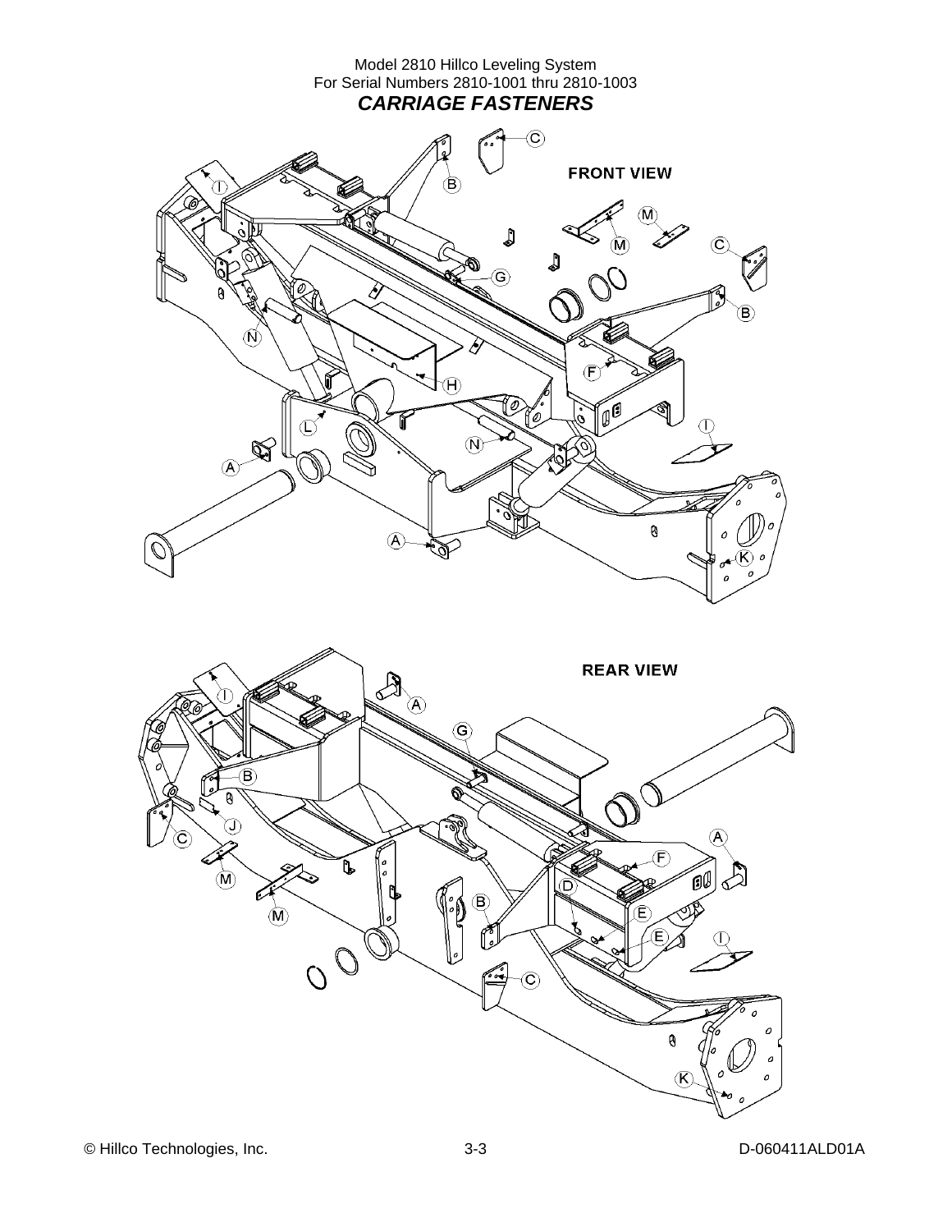Model 2810 Hillco Leveling System
For Serial Numbers 2810-1001 thru 2810-1003

## *CARRIAGE FASTENERS*

FRONT VIEW

REAR VIEW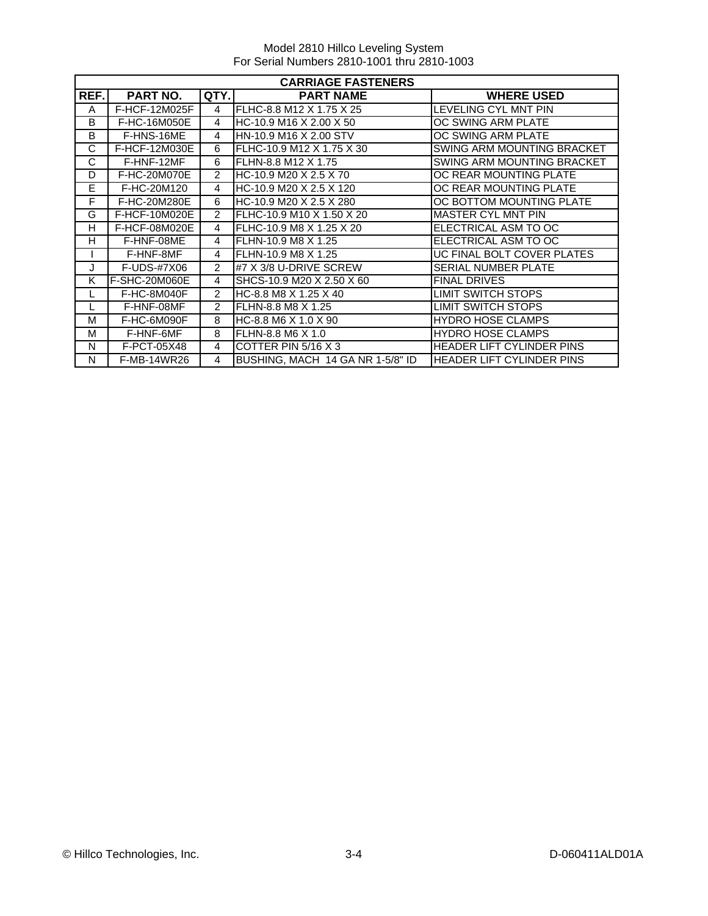Model 2810 Hillco Leveling System
For Serial Numbers 2810-1001 thru 2810-1003

| CARRIAGE FASTENERS | | | | |
|---|---|---|---|---|
| REF. | PART NO. | QTY. | PART NAME | WHERE USED |
| A | F-HCF-12M025F | 4 | FLHC-8.8 M12 X 1.75 X 25 | LEVELING CYL MNT PIN |
| B | F-HC-16M050E | 4 | HC-10.9 M16 X 2.00 X 50 | OC SWING ARM PLATE |
| B | F-HNS-16ME | 4 | HN-10.9 M16 X 2.00 STV | OC SWING ARM PLATE |
| C | F-HCF-12M030E | 6 | FLHC-10.9 M12 X 1.75 X 30 | SWING ARM MOUNTING BRACKET |
| C | F-HNF-12MF | 6 | FLHN-8.8 M12 X 1.75 | SWING ARM MOUNTING BRACKET |
| D | F-HC-20M070E | 2 | HC-10.9 M20 X 2.5 X 70 | OC REAR MOUNTING PLATE |
| E | F-HC-20M120 | 4 | HC-10.9 M20 X 2.5 X 120 | OC REAR MOUNTING PLATE |
| F | F-HC-20M280E | 6 | HC-10.9 M20 X 2.5 X 280 | OC BOTTOM MOUNTING PLATE |
| G | F-HCF-10M020E | 2 | FLHC-10.9 M10 X 1.50 X 20 | MASTER CYL MNT PIN |
| H | F-HCF-08M020E | 4 | FLHC-10.9 M8 X 1.25 X 20 | ELECTRICAL ASM TO OC |
| H | F-HNF-08ME | 4 | FLHN-10.9 M8 X 1.25 | ELECTRICAL ASM TO OC |
| I | F-HNF-8MF | 4 | FLHN-10.9 M8 X 1.25 | UC FINAL BOLT COVER PLATES |
| J | F-UDS-#7X06 | 2 | #7 X 3/8 U-DRIVE SCREW | SERIAL NUMBER PLATE |
| K | F-SHC-20M060E | 4 | SHCS-10.9 M20 X 2.50 X 60 | FINAL DRIVES |
| L | F-HC-8M040F | 2 | HC-8.8 M8 X 1.25 X 40 | LIMIT SWITCH STOPS |
| L | F-HNF-08MF | 2 | FLHN-8.8 M8 X 1.25 | LIMIT SWITCH STOPS |
| M | F-HC-6M090F | 8 | HC-8.8 M6 X 1.0 X 90 | HYDRO HOSE CLAMPS |
| M | F-HNF-6MF | 8 | FLHN-8.8 M6 X 1.0 | HYDRO HOSE CLAMPS |
| N | F-PCT-05X48 | 4 | COTTER PIN 5/16 X 3 | HEADER LIFT CYLINDER PINS |
| N | F-MB-14WR26 | 4 | BUSHING, MACH 14 GA NR 1-5/8" ID | HEADER LIFT CYLINDER PINS |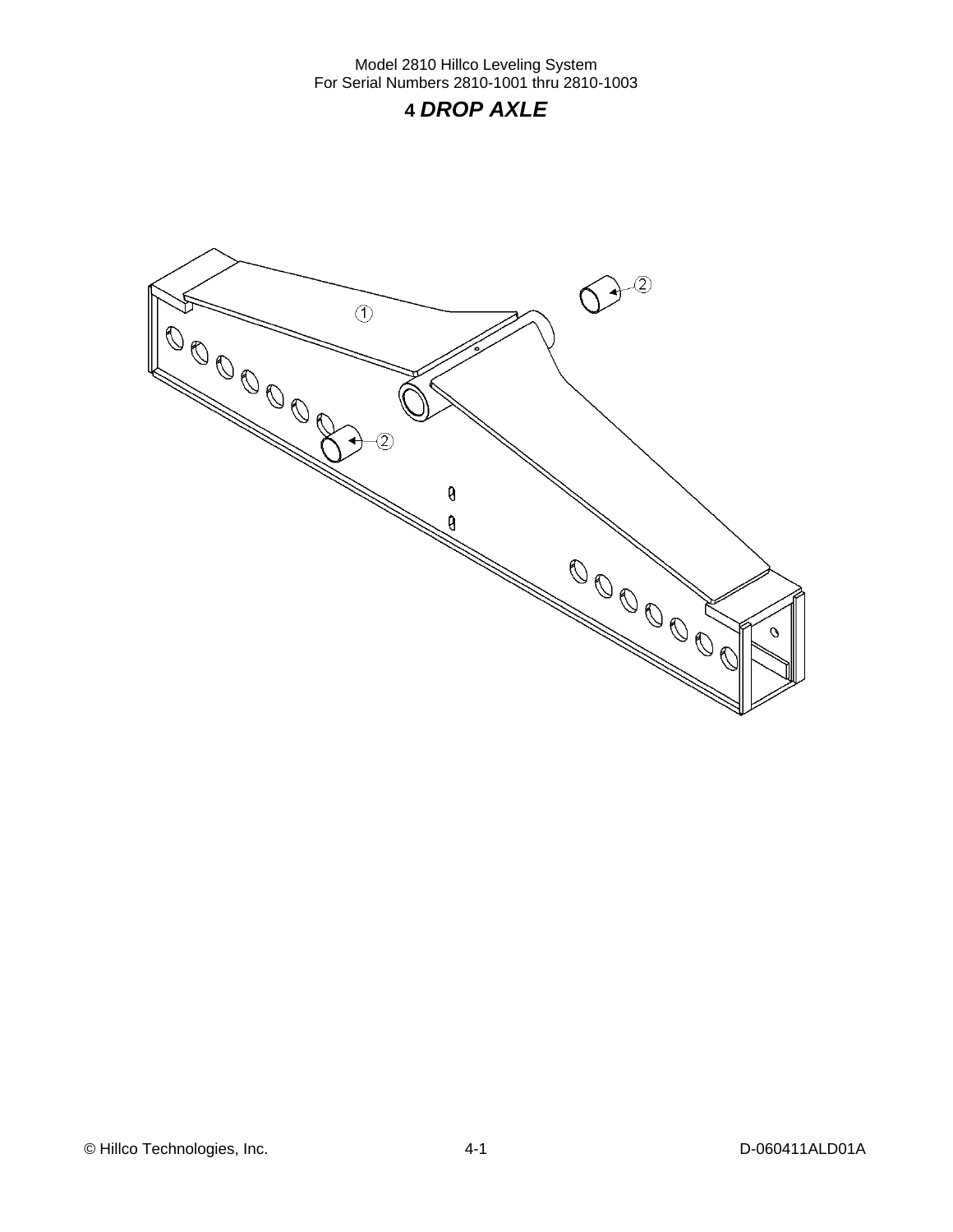# 4 *DROP AXLE*

1

2

2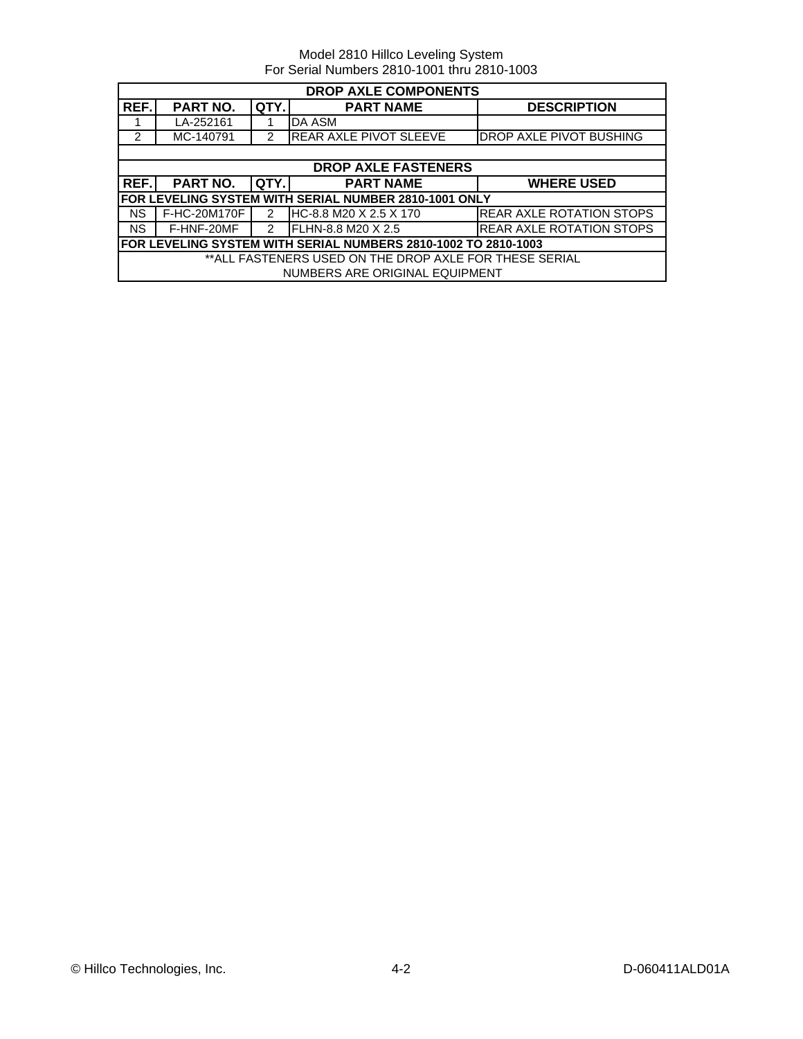Model 2810 Hillco Leveling System
For Serial Numbers 2810-1001 thru 2810-1003

| DROP AXLE COMPONENTS | | | | |
|---|---|---|---|---|
| **REF.** | **PART NO.** | **QTY.** | **PART NAME** | **DESCRIPTION** |
| 1 | LA-252161 | 1 | DA ASM | |
| 2 | MC-140791 | 2 | REAR AXLE PIVOT SLEEVE | DROP AXLE PIVOT BUSHING |

| DROP AXLE FASTENERS | | | | |
|---|---|---|---|---|
| **REF.** | **PART NO.** | **QTY.** | **PART NAME** | **WHERE USED** |
| **FOR LEVELING SYSTEM WITH SERIAL NUMBER 2810-1001 ONLY** | | | | |
| NS | F-HC-20M170F | 2 | HC-8.8 M20 X 2.5 X 170 | REAR AXLE ROTATION STOPS |
| NS | F-HNF-20MF | 2 | FLHN-8.8 M20 X 2.5 | REAR AXLE ROTATION STOPS |
| **FOR LEVELING SYSTEM WITH SERIAL NUMBERS 2810-1002 TO 2810-1003** | | | | |
| **ALL FASTENERS USED ON THE DROP AXLE FOR THESE SERIAL NUMBERS ARE ORIGINAL EQUIPMENT | | | | |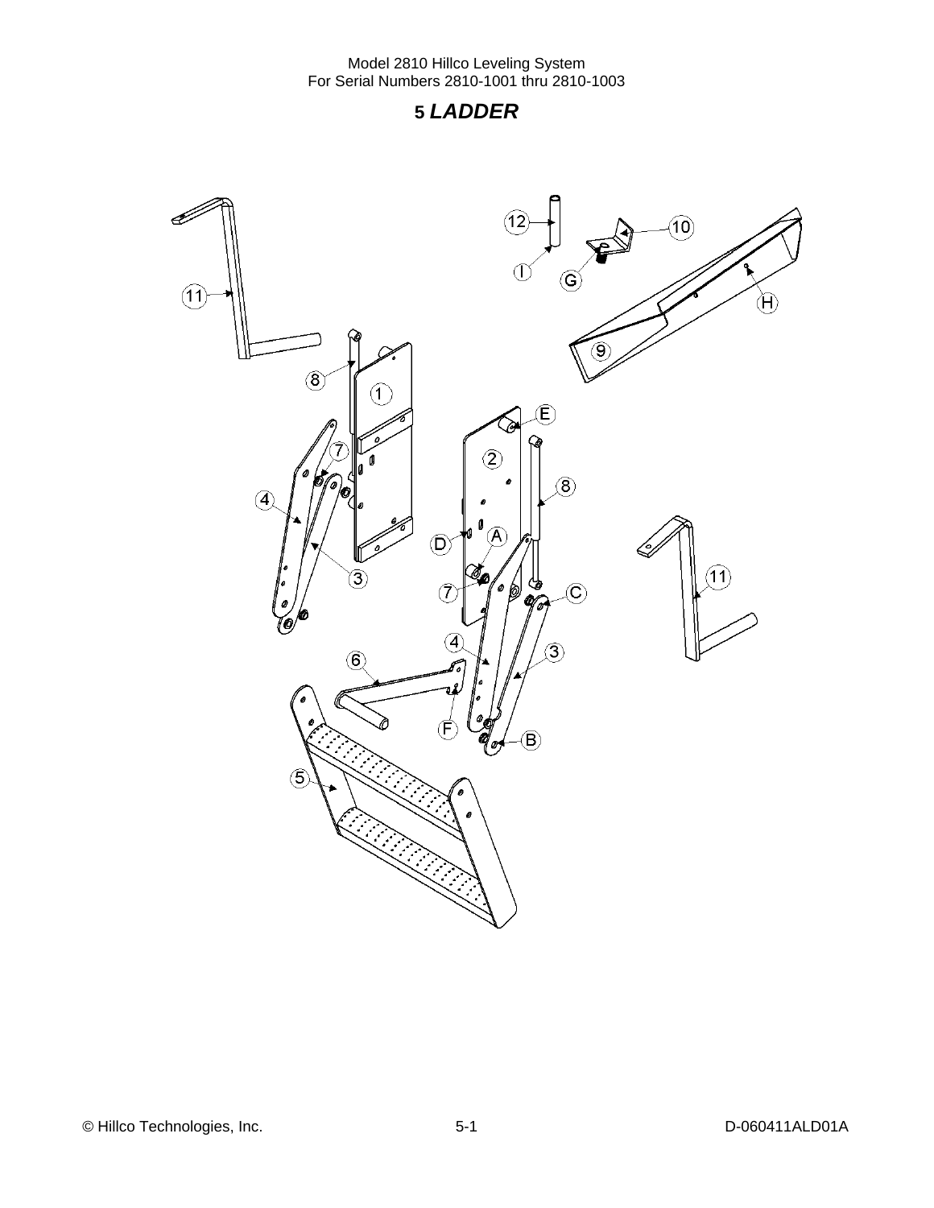# 5 LADDER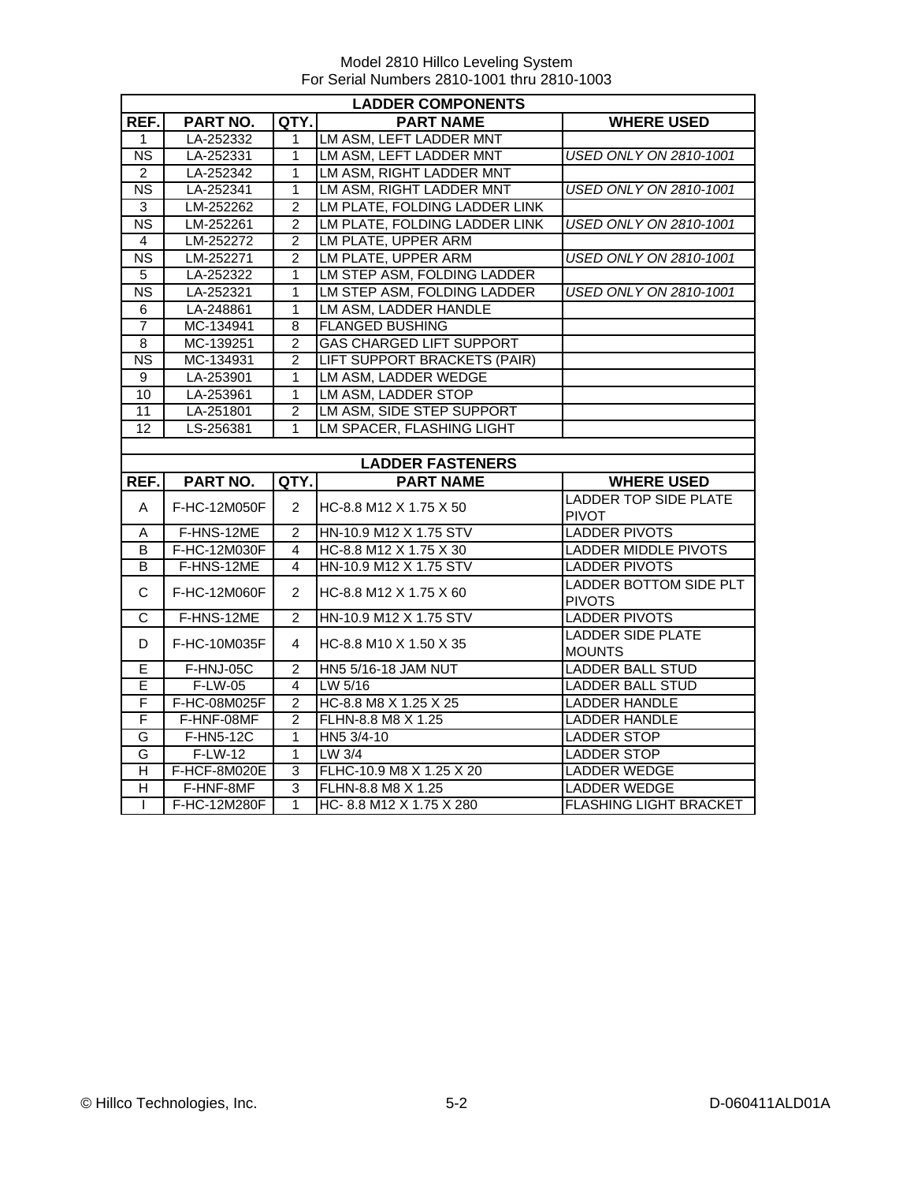Model 2810 Hillco Leveling System
For Serial Numbers 2810-1001 thru 2810-1003

| LADDER COMPONENTS | | | | |
|---|---|---|---|---|
| **REF.** | **PART NO.** | **QTY.** | **PART NAME** | **WHERE USED** |
| 1 | LA-252332 | 1 | LM ASM, LEFT LADDER MNT | |
| NS | LA-252331 | 1 | LM ASM, LEFT LADDER MNT | *USED ONLY ON 2810-1001* |
| 2 | LA-252342 | 1 | LM ASM, RIGHT LADDER MNT | |
| NS | LA-252341 | 1 | LM ASM, RIGHT LADDER MNT | *USED ONLY ON 2810-1001* |
| 3 | LM-252262 | 2 | LM PLATE, FOLDING LADDER LINK | |
| NS | LM-252261 | 2 | LM PLATE, FOLDING LADDER LINK | *USED ONLY ON 2810-1001* |
| 4 | LM-252272 | 2 | LM PLATE, UPPER ARM | |
| NS | LM-252271 | 2 | LM PLATE, UPPER ARM | *USED ONLY ON 2810-1001* |
| 5 | LA-252322 | 1 | LM STEP ASM, FOLDING LADDER | |
| NS | LA-252321 | 1 | LM STEP ASM, FOLDING LADDER | *USED ONLY ON 2810-1001* |
| 6 | LA-248861 | 1 | LM ASM, LADDER HANDLE | |
| 7 | MC-134941 | 8 | FLANGED BUSHING | |
| 8 | MC-139251 | 2 | GAS CHARGED LIFT SUPPORT | |
| NS | MC-134931 | 2 | LIFT SUPPORT BRACKETS (PAIR) | |
| 9 | LA-253901 | 1 | LM ASM, LADDER WEDGE | |
| 10 | LA-253961 | 1 | LM ASM, LADDER STOP | |
| 11 | LA-251801 | 2 | LM ASM, SIDE STEP SUPPORT | |
| 12 | LS-256381 | 1 | LM SPACER, FLASHING LIGHT | |

| LADDER FASTENERS | | | | |
|---|---|---|---|---|
| **REF.** | **PART NO.** | **QTY.** | **PART NAME** | **WHERE USED** |
| A | F-HC-12M050F | 2 | HC-8.8 M12 X 1.75 X 50 | LADDER TOP SIDE PLATE PIVOT |
| A | F-HNS-12ME | 2 | HN-10.9 M12 X 1.75 STV | LADDER PIVOTS |
| B | F-HC-12M030F | 4 | HC-8.8 M12 X 1.75 X 30 | LADDER MIDDLE PIVOTS |
| B | F-HNS-12ME | 4 | HN-10.9 M12 X 1.75 STV | LADDER PIVOTS |
| C | F-HC-12M060F | 2 | HC-8.8 M12 X 1.75 X 60 | LADDER BOTTOM SIDE PLT PIVOTS |
| C | F-HNS-12ME | 2 | HN-10.9 M12 X 1.75 STV | LADDER PIVOTS |
| D | F-HC-10M035F | 4 | HC-8.8 M10 X 1.50 X 35 | LADDER SIDE PLATE MOUNTS |
| E | F-HNJ-05C | 2 | HN5 5/16-18 JAM NUT | LADDER BALL STUD |
| E | F-LW-05 | 4 | LW 5/16 | LADDER BALL STUD |
| F | F-HC-08M025F | 2 | HC-8.8 M8 X 1.25 X 25 | LADDER HANDLE |
| F | F-HNF-08MF | 2 | FLHN-8.8 M8 X 1.25 | LADDER HANDLE |
| G | F-HN5-12C | 1 | HN5 3/4-10 | LADDER STOP |
| G | F-LW-12 | 1 | LW 3/4 | LADDER STOP |
| H | F-HCF-8M020E | 3 | FLHC-10.9 M8 X 1.25 X 20 | LADDER WEDGE |
| H | F-HNF-8MF | 3 | FLHN-8.8 M8 X 1.25 | LADDER WEDGE |
| I | F-HC-12M280F | 1 | HC- 8.8 M12 X 1.75 X 280 | FLASHING LIGHT BRACKET |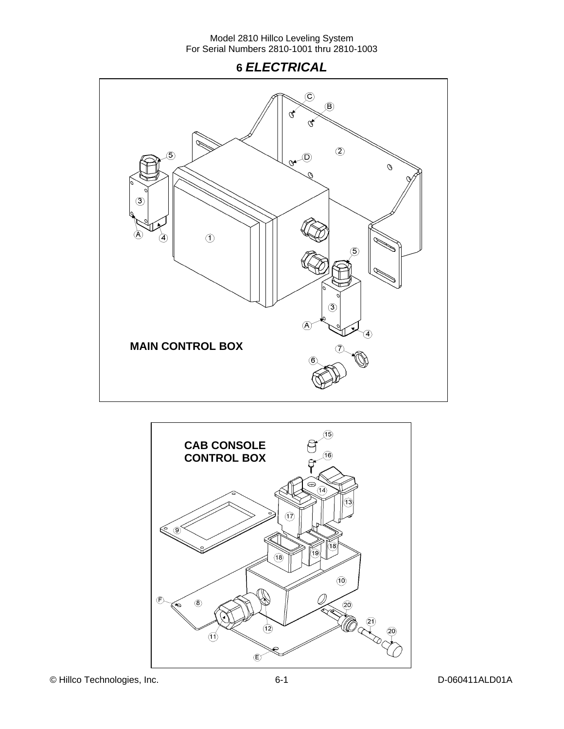# 6 *ELECTRICAL*

**MAIN CONTROL BOX**

**CAB CONSOLE CONTROL BOX**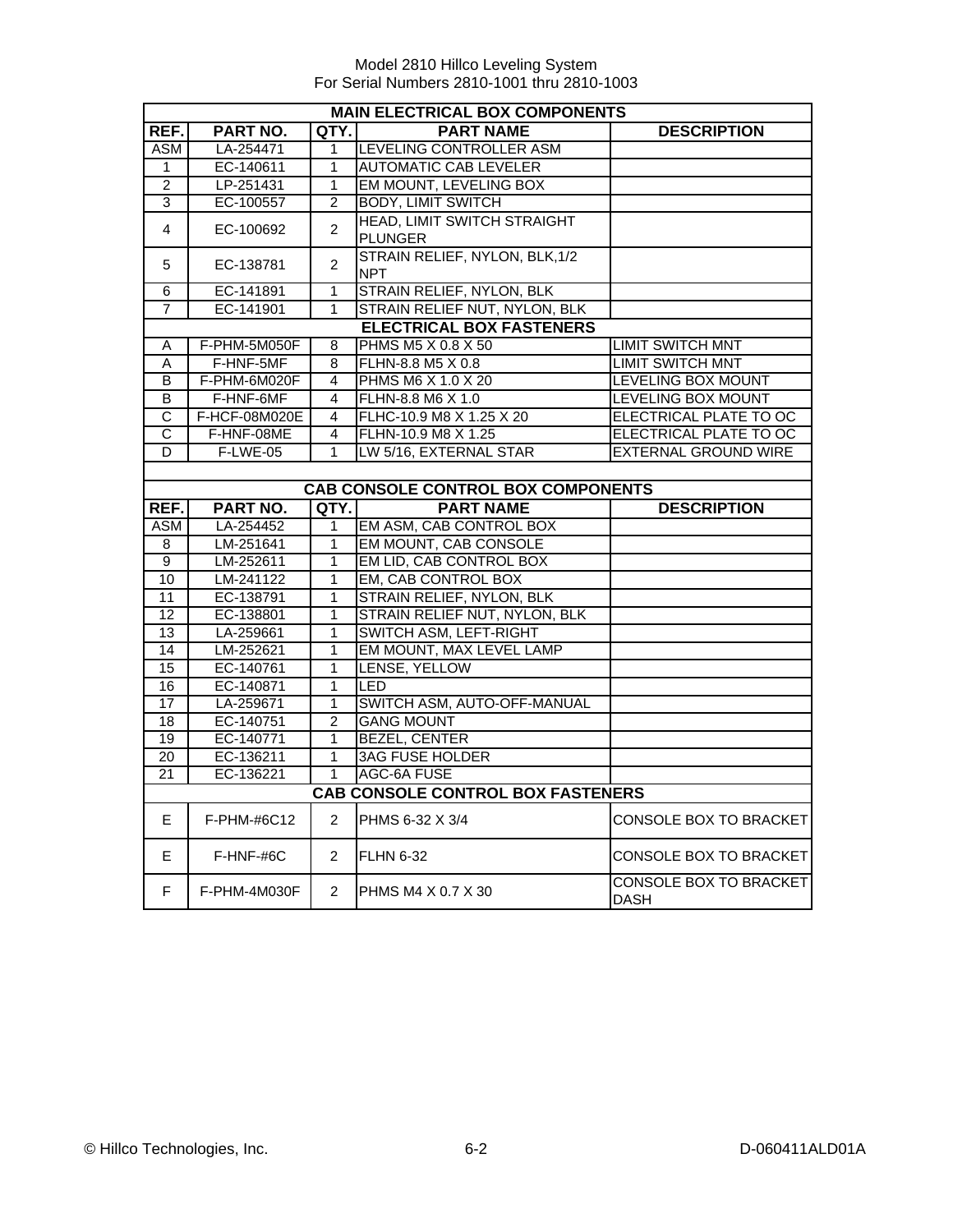Model 2810 Hillco Leveling System
For Serial Numbers 2810-1001 thru 2810-1003

| MAIN ELECTRICAL BOX COMPONENTS | | | | |
|---|---|---|---|---|
| **REF.** | **PART NO.** | **QTY.** | **PART NAME** | **DESCRIPTION** |
| ASM | LA-254471 | 1 | LEVELING CONTROLLER ASM | |
| 1 | EC-140611 | 1 | AUTOMATIC CAB LEVELER | |
| 2 | LP-251431 | 1 | EM MOUNT, LEVELING BOX | |
| 3 | EC-100557 | 2 | BODY, LIMIT SWITCH | |
| 4 | EC-100692 | 2 | HEAD, LIMIT SWITCH STRAIGHT PLUNGER | |
| 5 | EC-138781 | 2 | STRAIN RELIEF, NYLON, BLK,1/2 NPT | |
| 6 | EC-141891 | 1 | STRAIN RELIEF, NYLON, BLK | |
| 7 | EC-141901 | 1 | STRAIN RELIEF NUT, NYLON, BLK | |
| **ELECTRICAL BOX FASTENERS** | | | | |
| A | F-PHM-5M050F | 8 | PHMS M5 X 0.8 X 50 | LIMIT SWITCH MNT |
| A | F-HNF-5MF | 8 | FLHN-8.8 M5 X 0.8 | LIMIT SWITCH MNT |
| B | F-PHM-6M020F | 4 | PHMS M6 X 1.0 X 20 | LEVELING BOX MOUNT |
| B | F-HNF-6MF | 4 | FLHN-8.8 M6 X 1.0 | LEVELING BOX MOUNT |
| C | F-HCF-08M020E | 4 | FLHC-10.9 M8 X 1.25 X 20 | ELECTRICAL PLATE TO OC |
| C | F-HNF-08ME | 4 | FLHN-10.9 M8 X 1.25 | ELECTRICAL PLATE TO OC |
| D | F-LWE-05 | 1 | LW 5/16, EXTERNAL STAR | EXTERNAL GROUND WIRE |

| CAB CONSOLE CONTROL BOX COMPONENTS | | | | |
|---|---|---|---|---|
| **REF.** | **PART NO.** | **QTY.** | **PART NAME** | **DESCRIPTION** |
| ASM | LA-254452 | 1 | EM ASM, CAB CONTROL BOX | |
| 8 | LM-251641 | 1 | EM MOUNT, CAB CONSOLE | |
| 9 | LM-252611 | 1 | EM LID, CAB CONTROL BOX | |
| 10 | LM-241122 | 1 | EM, CAB CONTROL BOX | |
| 11 | EC-138791 | 1 | STRAIN RELIEF, NYLON, BLK | |
| 12 | EC-138801 | 1 | STRAIN RELIEF NUT, NYLON, BLK | |
| 13 | LA-259661 | 1 | SWITCH ASM, LEFT-RIGHT | |
| 14 | LM-252621 | 1 | EM MOUNT, MAX LEVEL LAMP | |
| 15 | EC-140761 | 1 | LENSE, YELLOW | |
| 16 | EC-140871 | 1 | LED | |
| 17 | LA-259671 | 1 | SWITCH ASM, AUTO-OFF-MANUAL | |
| 18 | EC-140751 | 2 | GANG MOUNT | |
| 19 | EC-140771 | 1 | BEZEL, CENTER | |
| 20 | EC-136211 | 1 | 3AG FUSE HOLDER | |
| 21 | EC-136221 | 1 | AGC-6A FUSE | |
| **CAB CONSOLE CONTROL BOX FASTENERS** | | | | |
| E | F-PHM-#6C12 | 2 | PHMS 6-32 X 3/4 | CONSOLE BOX TO BRACKET |
| E | F-HNF-#6C | 2 | FLHN 6-32 | CONSOLE BOX TO BRACKET |
| F | F-PHM-4M030F | 2 | PHMS M4 X 0.7 X 30 | CONSOLE BOX TO BRACKET DASH |

© Hillco Technologies, Inc. D-060411ALD01A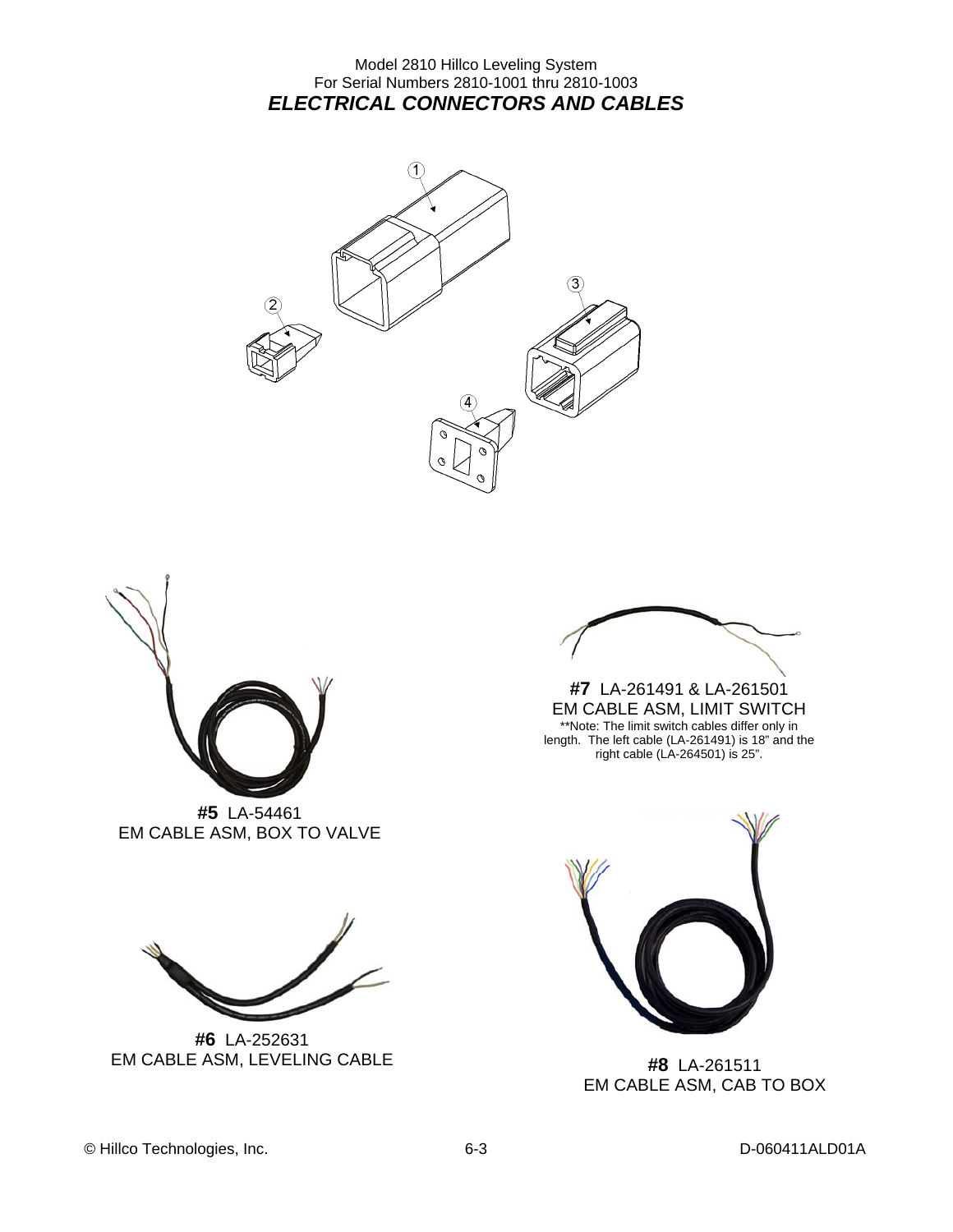Model 2810 Hillco Leveling System
For Serial Numbers 2810-1001 thru 2810-1003

# *ELECTRICAL CONNECTORS AND CABLES*

1

2

3

4

**#7** LA-261491 & LA-261501
EM CABLE ASM, LIMIT SWITCH
**Note: The limit switch cables differ only in length. The left cable (LA-261491) is 18" and the right cable (LA-264501) is 25".

**#5** LA-54461
EM CABLE ASM, BOX TO VALVE

**#6** LA-252631
EM CABLE ASM, LEVELING CABLE

**#8** LA-261511
EM CABLE ASM, CAB TO BOX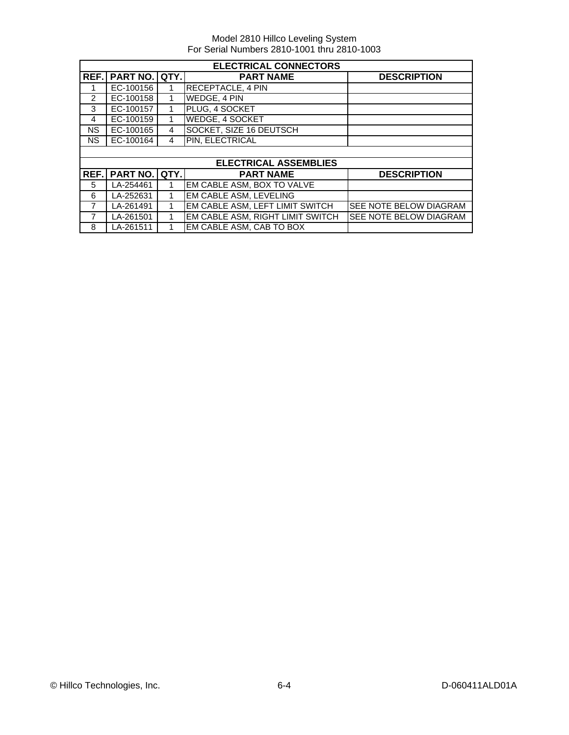| ELECTRICAL CONNECTORS | | | | |
|---|---|---|---|---|
| **REF.** | **PART NO.** | **QTY.** | **PART NAME** | **DESCRIPTION** |
| 1 | EC-100156 | 1 | RECEPTACLE, 4 PIN | |
| 2 | EC-100158 | 1 | WEDGE, 4 PIN | |
| 3 | EC-100157 | 1 | PLUG, 4 SOCKET | |
| 4 | EC-100159 | 1 | WEDGE, 4 SOCKET | |
| NS | EC-100165 | 4 | SOCKET, SIZE 16 DEUTSCH | |
| NS | EC-100164 | 4 | PIN, ELECTRICAL | |

| ELECTRICAL ASSEMBLIES | | | | |
|---|---|---|---|---|
| **REF.** | **PART NO.** | **QTY.** | **PART NAME** | **DESCRIPTION** |
| 5 | LA-254461 | 1 | EM CABLE ASM, BOX TO VALVE | |
| 6 | LA-252631 | 1 | EM CABLE ASM, LEVELING | |
| 7 | LA-261491 | 1 | EM CABLE ASM, LEFT LIMIT SWITCH | SEE NOTE BELOW DIAGRAM |
| 7 | LA-261501 | 1 | EM CABLE ASM, RIGHT LIMIT SWITCH | SEE NOTE BELOW DIAGRAM |
| 8 | LA-261511 | 1 | EM CABLE ASM, CAB TO BOX | |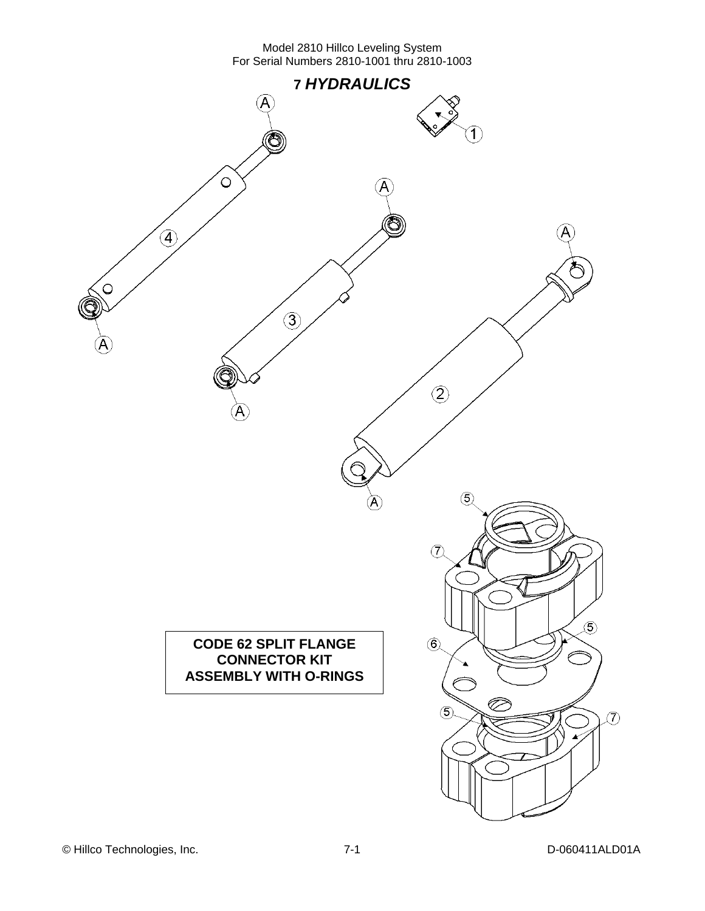## 7 *HYDRAULICS*

**CODE 62 SPLIT FLANGE CONNECTOR KIT ASSEMBLY WITH O-RINGS**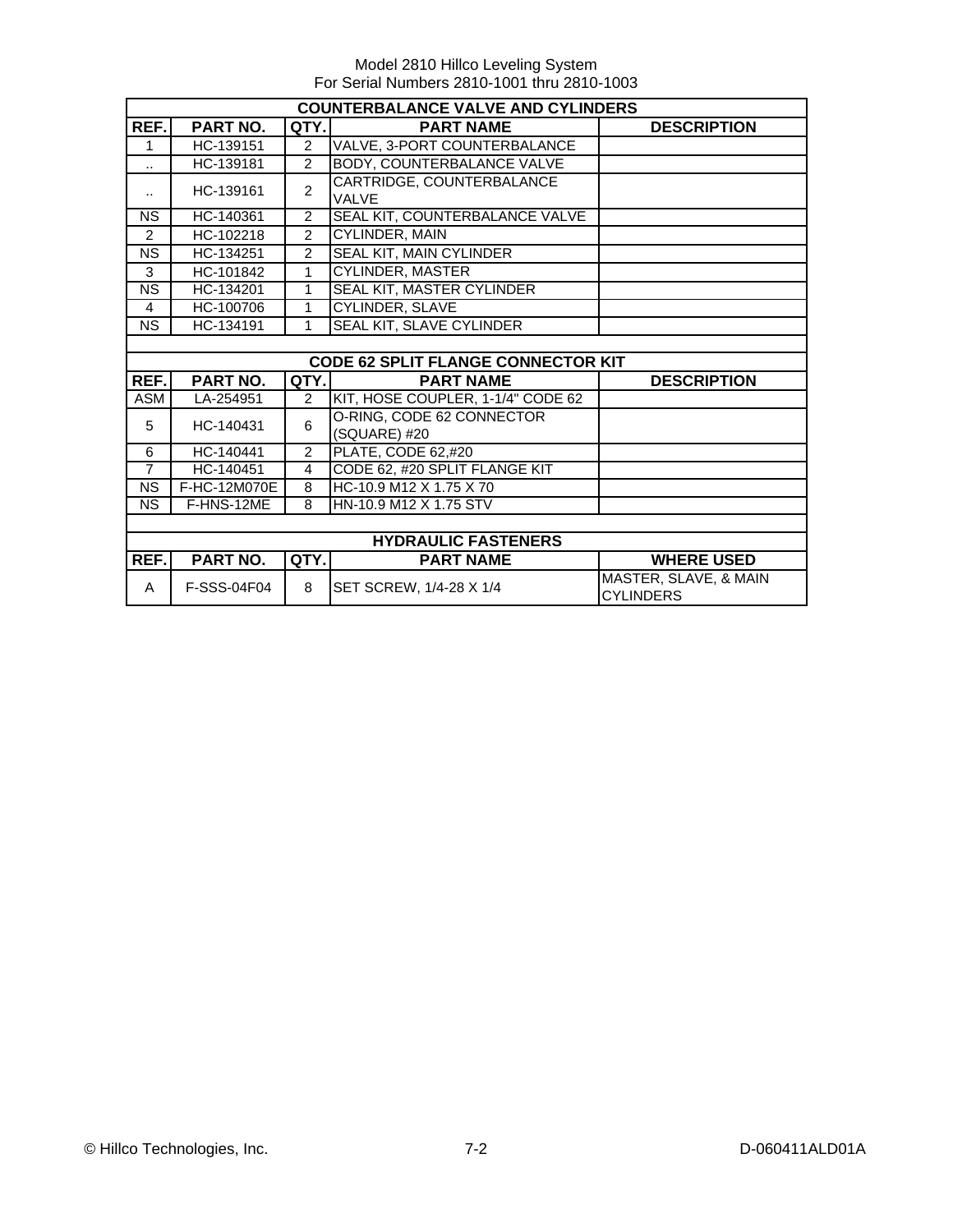Model 2810 Hillco Leveling System
For Serial Numbers 2810-1001 thru 2810-1003

| COUNTERBALANCE VALVE AND CYLINDERS | | | | |
|---|---|---|---|---|
| **REF.** | **PART NO.** | **QTY.** | **PART NAME** | **DESCRIPTION** |
| 1 | HC-139151 | 2 | VALVE, 3-PORT COUNTERBALANCE | |
| .. | HC-139181 | 2 | BODY, COUNTERBALANCE VALVE | |
| .. | HC-139161 | 2 | CARTRIDGE, COUNTERBALANCE VALVE | |
| NS | HC-140361 | 2 | SEAL KIT, COUNTERBALANCE VALVE | |
| 2 | HC-102218 | 2 | CYLINDER, MAIN | |
| NS | HC-134251 | 2 | SEAL KIT, MAIN CYLINDER | |
| 3 | HC-101842 | 1 | CYLINDER, MASTER | |
| NS | HC-134201 | 1 | SEAL KIT, MASTER CYLINDER | |
| 4 | HC-100706 | 1 | CYLINDER, SLAVE | |
| NS | HC-134191 | 1 | SEAL KIT, SLAVE CYLINDER | |

| CODE 62 SPLIT FLANGE CONNECTOR KIT | | | | |
|---|---|---|---|---|
| **REF.** | **PART NO.** | **QTY.** | **PART NAME** | **DESCRIPTION** |
| ASM | LA-254951 | 2 | KIT, HOSE COUPLER, 1-1/4" CODE 62 | |
| 5 | HC-140431 | 6 | O-RING, CODE 62 CONNECTOR (SQUARE) #20 | |
| 6 | HC-140441 | 2 | PLATE, CODE 62,#20 | |
| 7 | HC-140451 | 4 | CODE 62, #20 SPLIT FLANGE KIT | |
| NS | F-HC-12M070E | 8 | HC-10.9 M12 X 1.75 X 70 | |
| NS | F-HNS-12ME | 8 | HN-10.9 M12 X 1.75 STV | |

| HYDRAULIC FASTENERS | | | | |
|---|---|---|---|---|
| **REF.** | **PART NO.** | **QTY.** | **PART NAME** | **WHERE USED** |
| A | F-SSS-04F04 | 8 | SET SCREW, 1/4-28 X 1/4 | MASTER, SLAVE, & MAIN CYLINDERS |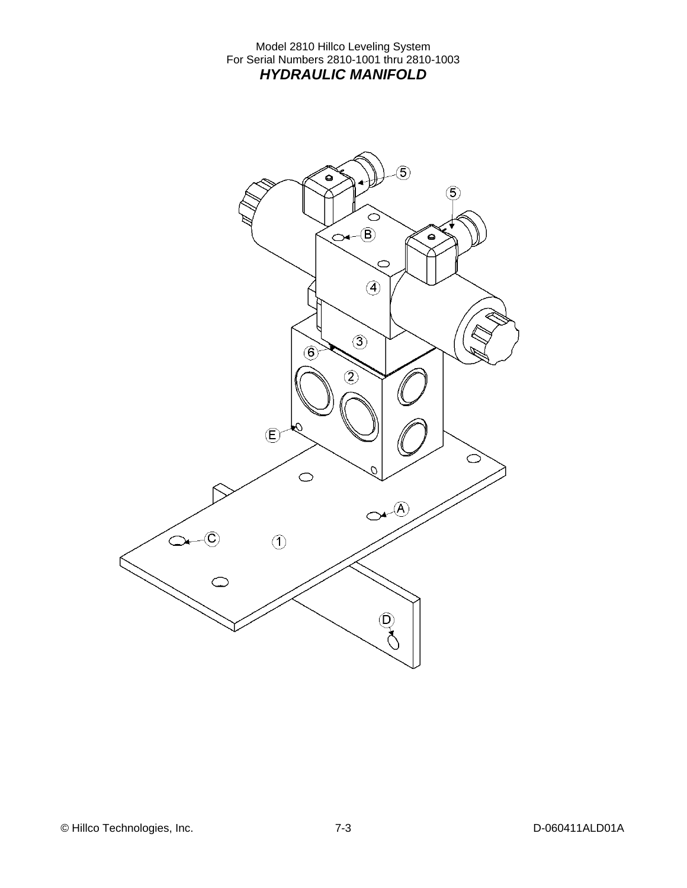Model 2810 Hillco Leveling System
For Serial Numbers 2810-1001 thru 2810-1003

## *HYDRAULIC MANIFOLD*

5
5
B
4
3
6
2
E
A
C
1
D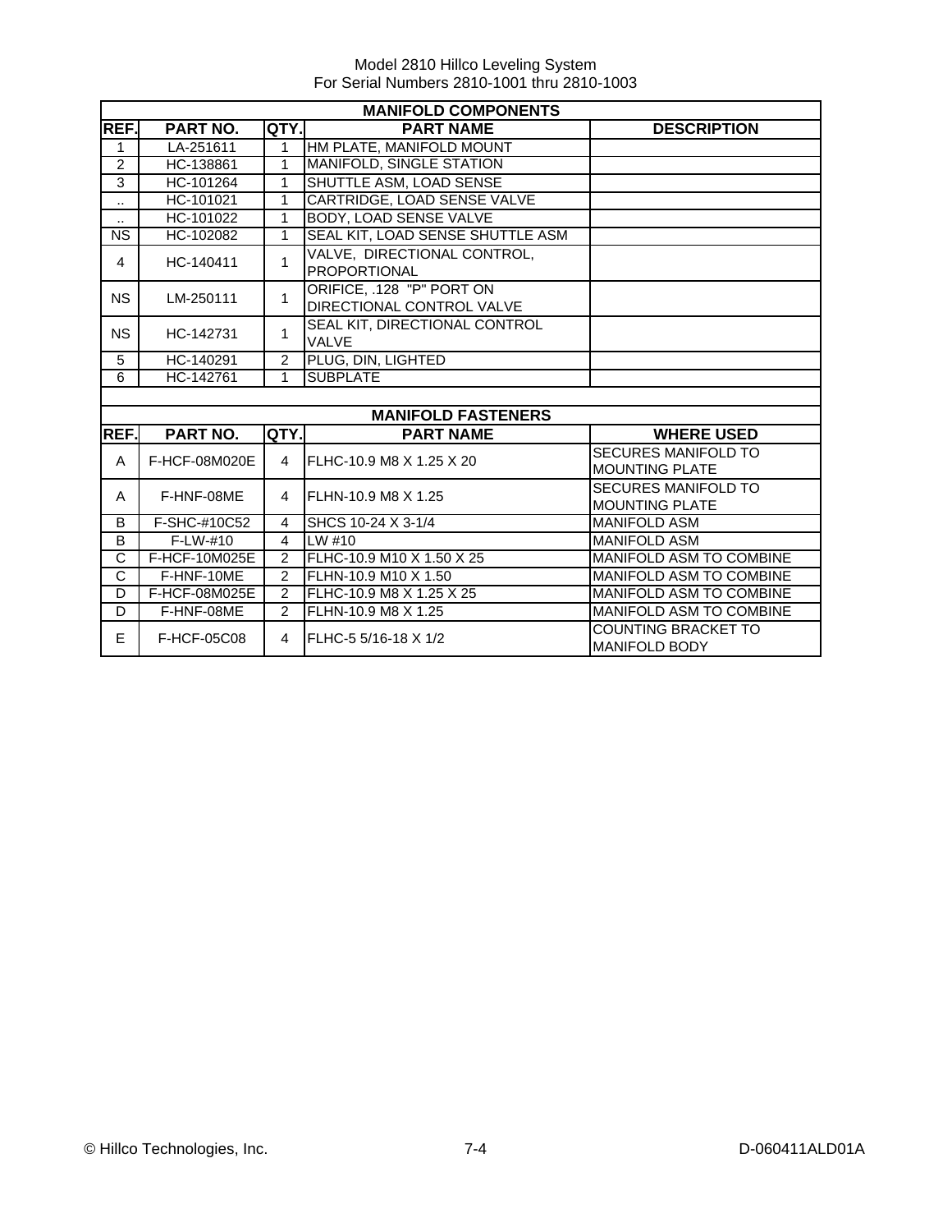Model 2810 Hillco Leveling System
For Serial Numbers 2810-1001 thru 2810-1003

| MANIFOLD COMPONENTS | | | | |
|---|---|---|---|---|
| REF. | PART NO. | QTY. | PART NAME | DESCRIPTION |
| 1 | LA-251611 | 1 | HM PLATE, MANIFOLD MOUNT | |
| 2 | HC-138861 | 1 | MANIFOLD, SINGLE STATION | |
| 3 | HC-101264 | 1 | SHUTTLE ASM, LOAD SENSE | |
| .. | HC-101021 | 1 | CARTRIDGE, LOAD SENSE VALVE | |
| .. | HC-101022 | 1 | BODY, LOAD SENSE VALVE | |
| NS | HC-102082 | 1 | SEAL KIT, LOAD SENSE SHUTTLE ASM | |
| 4 | HC-140411 | 1 | VALVE, DIRECTIONAL CONTROL, PROPORTIONAL | |
| NS | LM-250111 | 1 | ORIFICE, .128 "P" PORT ON DIRECTIONAL CONTROL VALVE | |
| NS | HC-142731 | 1 | SEAL KIT, DIRECTIONAL CONTROL VALVE | |
| 5 | HC-140291 | 2 | PLUG, DIN, LIGHTED | |
| 6 | HC-142761 | 1 | SUBPLATE | |

| MANIFOLD FASTENERS | | | | |
|---|---|---|---|---|
| REF. | PART NO. | QTY. | PART NAME | WHERE USED |
| A | F-HCF-08M020E | 4 | FLHC-10.9 M8 X 1.25 X 20 | SECURES MANIFOLD TO MOUNTING PLATE |
| A | F-HNF-08ME | 4 | FLHN-10.9 M8 X 1.25 | SECURES MANIFOLD TO MOUNTING PLATE |
| B | F-SHC-#10C52 | 4 | SHCS 10-24 X 3-1/4 | MANIFOLD ASM |
| B | F-LW-#10 | 4 | LW #10 | MANIFOLD ASM |
| C | F-HCF-10M025E | 2 | FLHC-10.9 M10 X 1.50 X 25 | MANIFOLD ASM TO COMBINE |
| C | F-HNF-10ME | 2 | FLHN-10.9 M10 X 1.50 | MANIFOLD ASM TO COMBINE |
| D | F-HCF-08M025E | 2 | FLHC-10.9 M8 X 1.25 X 25 | MANIFOLD ASM TO COMBINE |
| D | F-HNF-08ME | 2 | FLHN-10.9 M8 X 1.25 | MANIFOLD ASM TO COMBINE |
| E | F-HCF-05C08 | 4 | FLHC-5 5/16-18 X 1/2 | COUNTING BRACKET TO MANIFOLD BODY |

© Hillco Technologies, Inc. 7-4 D-060411ALD01A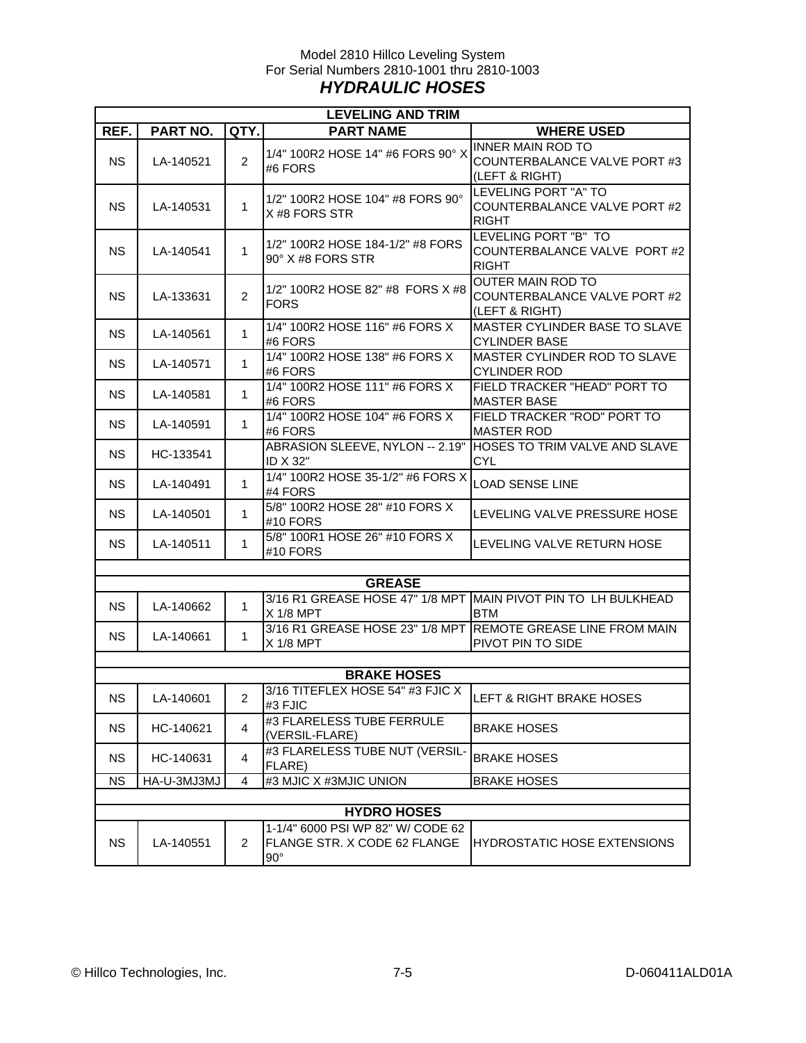Model 2810 Hillco Leveling System
For Serial Numbers 2810-1001 thru 2810-1003

## *HYDRAULIC HOSES*

| LEVELING AND TRIM | | | | |
|---|---|---|---|---|
| **REF.** | **PART NO.** | **QTY.** | **PART NAME** | **WHERE USED** |
| NS | LA-140521 | 2 | 1/4" 100R2 HOSE 14" #6 FORS 90° X #6 FORS | INNER MAIN ROD TO COUNTERBALANCE VALVE PORT #3 (LEFT & RIGHT) |
| NS | LA-140531 | 1 | 1/2" 100R2 HOSE 104" #8 FORS 90° X #8 FORS STR | LEVELING PORT "A" TO COUNTERBALANCE VALVE PORT #2 RIGHT |
| NS | LA-140541 | 1 | 1/2" 100R2 HOSE 184-1/2" #8 FORS 90° X #8 FORS STR | LEVELING PORT "B" TO COUNTERBALANCE VALVE PORT #2 RIGHT |
| NS | LA-133631 | 2 | 1/2" 100R2 HOSE 82" #8 FORS X #8 FORS | OUTER MAIN ROD TO COUNTERBALANCE VALVE PORT #2 (LEFT & RIGHT) |
| NS | LA-140561 | 1 | 1/4" 100R2 HOSE 116" #6 FORS X #6 FORS | MASTER CYLINDER BASE TO SLAVE CYLINDER BASE |
| NS | LA-140571 | 1 | 1/4" 100R2 HOSE 138" #6 FORS X #6 FORS | MASTER CYLINDER ROD TO SLAVE CYLINDER ROD |
| NS | LA-140581 | 1 | 1/4" 100R2 HOSE 111" #6 FORS X #6 FORS | FIELD TRACKER "HEAD" PORT TO MASTER BASE |
| NS | LA-140591 | 1 | 1/4" 100R2 HOSE 104" #6 FORS X #6 FORS | FIELD TRACKER "ROD" PORT TO MASTER ROD |
| NS | HC-133541 | | ABRASION SLEEVE, NYLON -- 2.19" ID X 32" | HOSES TO TRIM VALVE AND SLAVE CYL |
| NS | LA-140491 | 1 | 1/4" 100R2 HOSE 35-1/2" #6 FORS X #4 FORS | LOAD SENSE LINE |
| NS | LA-140501 | 1 | 5/8" 100R2 HOSE 28" #10 FORS X #10 FORS | LEVELING VALVE PRESSURE HOSE |
| NS | LA-140511 | 1 | 5/8" 100R1 HOSE 26" #10 FORS X #10 FORS | LEVELING VALVE RETURN HOSE |
| | | | | |
| **GREASE** | | | | |
| NS | LA-140662 | 1 | 3/16 R1 GREASE HOSE 47" 1/8 MPT X 1/8 MPT | MAIN PIVOT PIN TO LH BULKHEAD BTM |
| NS | LA-140661 | 1 | 3/16 R1 GREASE HOSE 23" 1/8 MPT X 1/8 MPT | REMOTE GREASE LINE FROM MAIN PIVOT PIN TO SIDE |
| | | | | |
| **BRAKE HOSES** | | | | |
| NS | LA-140601 | 2 | 3/16 TITEFLEX HOSE 54" #3 FJIC X #3 FJIC | LEFT & RIGHT BRAKE HOSES |
| NS | HC-140621 | 4 | #3 FLARELESS TUBE FERRULE (VERSIL-FLARE) | BRAKE HOSES |
| NS | HC-140631 | 4 | #3 FLARELESS TUBE NUT (VERSIL-FLARE) | BRAKE HOSES |
| NS | HA-U-3MJ3MJ | 4 | #3 MJIC X #3MJIC UNION | BRAKE HOSES |
| | | | | |
| **HYDRO HOSES** | | | | |
| NS | LA-140551 | 2 | 1-1/4" 6000 PSI WP 82" W/ CODE 62 FLANGE STR. X CODE 62 FLANGE 90° | HYDROSTATIC HOSE EXTENSIONS |

© Hillco Technologies, Inc. 7-5 D-060411ALD01A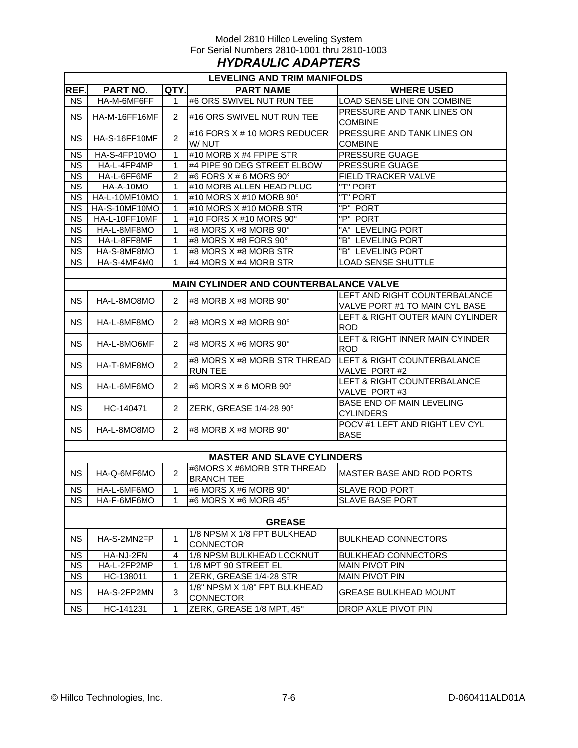Model 2810 Hillco Leveling System
For Serial Numbers 2810-1001 thru 2810-1003

# *HYDRAULIC ADAPTERS*

| LEVELING AND TRIM MANIFOLDS | | | | |
|---|---|---|---|---|
| **REF.** | **PART NO.** | **QTY.** | **PART NAME** | **WHERE USED** |
| NS | HA-M-6MF6FF | 1 | #6 ORS SWIVEL NUT RUN TEE | LOAD SENSE LINE ON COMBINE |
| NS | HA-M-16FF16MF | 2 | #16 ORS SWIVEL NUT RUN TEE | PRESSURE AND TANK LINES ON COMBINE |
| NS | HA-S-16FF10MF | 2 | #16 FORS X # 10 MORS REDUCER W/ NUT | PRESSURE AND TANK LINES ON COMBINE |
| NS | HA-S-4FP10MO | 1 | #10 MORB X #4 FPIPE STR | PRESSURE GUAGE |
| NS | HA-L-4FP4MP | 1 | #4 PIPE 90 DEG STREET ELBOW | PRESSURE GUAGE |
| NS | HA-L-6FF6MF | 2 | #6 FORS X # 6 MORS 90° | FIELD TRACKER VALVE |
| NS | HA-A-10MO | 1 | #10 MORB ALLEN HEAD PLUG | "T" PORT |
| NS | HA-L-10MF10MO | 1 | #10 MORS X #10 MORB 90° | "T" PORT |
| NS | HA-S-10MF10MO | 1 | #10 MORS X #10 MORB STR | "P" PORT |
| NS | HA-L-10FF10MF | 1 | #10 FORS X #10 MORS 90° | "P" PORT |
| NS | HA-L-8MF8MO | 1 | #8 MORS X #8 MORB 90° | "A" LEVELING PORT |
| NS | HA-L-8FF8MF | 1 | #8 MORS X #8 FORS 90° | "B" LEVELING PORT |
| NS | HA-S-8MF8MO | 1 | #8 MORS X #8 MORB STR | "B" LEVELING PORT |
| NS | HA-S-4MF4M0 | 1 | #4 MORS X #4 MORB STR | LOAD SENSE SHUTTLE |
| | | | | |
| **MAIN CYLINDER AND COUNTERBALANCE VALVE** | | | | |
| NS | HA-L-8MO8MO | 2 | #8 MORB X #8 MORB 90° | LEFT AND RIGHT COUNTERBALANCE VALVE PORT #1 TO MAIN CYL BASE |
| NS | HA-L-8MF8MO | 2 | #8 MORS X #8 MORB 90° | LEFT & RIGHT OUTER MAIN CYLINDER ROD |
| NS | HA-L-8MO6MF | 2 | #8 MORS X #6 MORS 90° | LEFT & RIGHT INNER MAIN CYINDER ROD |
| NS | HA-T-8MF8MO | 2 | #8 MORS X #8 MORB STR THREAD RUN TEE | LEFT & RIGHT COUNTERBALANCE VALVE PORT #2 |
| NS | HA-L-6MF6MO | 2 | #6 MORS X # 6 MORB 90° | LEFT & RIGHT COUNTERBALANCE VALVE PORT #3 |
| NS | HC-140471 | 2 | ZERK, GREASE 1/4-28 90° | BASE END OF MAIN LEVELING CYLINDERS |
| NS | HA-L-8MO8MO | 2 | #8 MORB X #8 MORB 90° | POCV #1 LEFT AND RIGHT LEV CYL BASE |
| | | | | |
| **MASTER AND SLAVE CYLINDERS** | | | | |
| NS | HA-Q-6MF6MO | 2 | #6MORS X #6MORB STR THREAD BRANCH TEE | MASTER BASE AND ROD PORTS |
| NS | HA-L-6MF6MO | 1 | #6 MORS X #6 MORB 90° | SLAVE ROD PORT |
| NS | HA-F-6MF6MO | 1 | #6 MORS X #6 MORB 45° | SLAVE BASE PORT |
| | | | | |
| **GREASE** | | | | |
| NS | HA-S-2MN2FP | 1 | 1/8 NPSM X 1/8 FPT BULKHEAD CONNECTOR | BULKHEAD CONNECTORS |
| NS | HA-NJ-2FN | 4 | 1/8 NPSM BULKHEAD LOCKNUT | BULKHEAD CONNECTORS |
| NS | HA-L-2FP2MP | 1 | 1/8 MPT 90 STREET EL | MAIN PIVOT PIN |
| NS | HC-138011 | 1 | ZERK, GREASE 1/4-28 STR | MAIN PIVOT PIN |
| NS | HA-S-2FP2MN | 3 | 1/8" NPSM X 1/8" FPT BULKHEAD CONNECTOR | GREASE BULKHEAD MOUNT |
| NS | HC-141231 | 1 | ZERK, GREASE 1/8 MPT, 45° | DROP AXLE PIVOT PIN |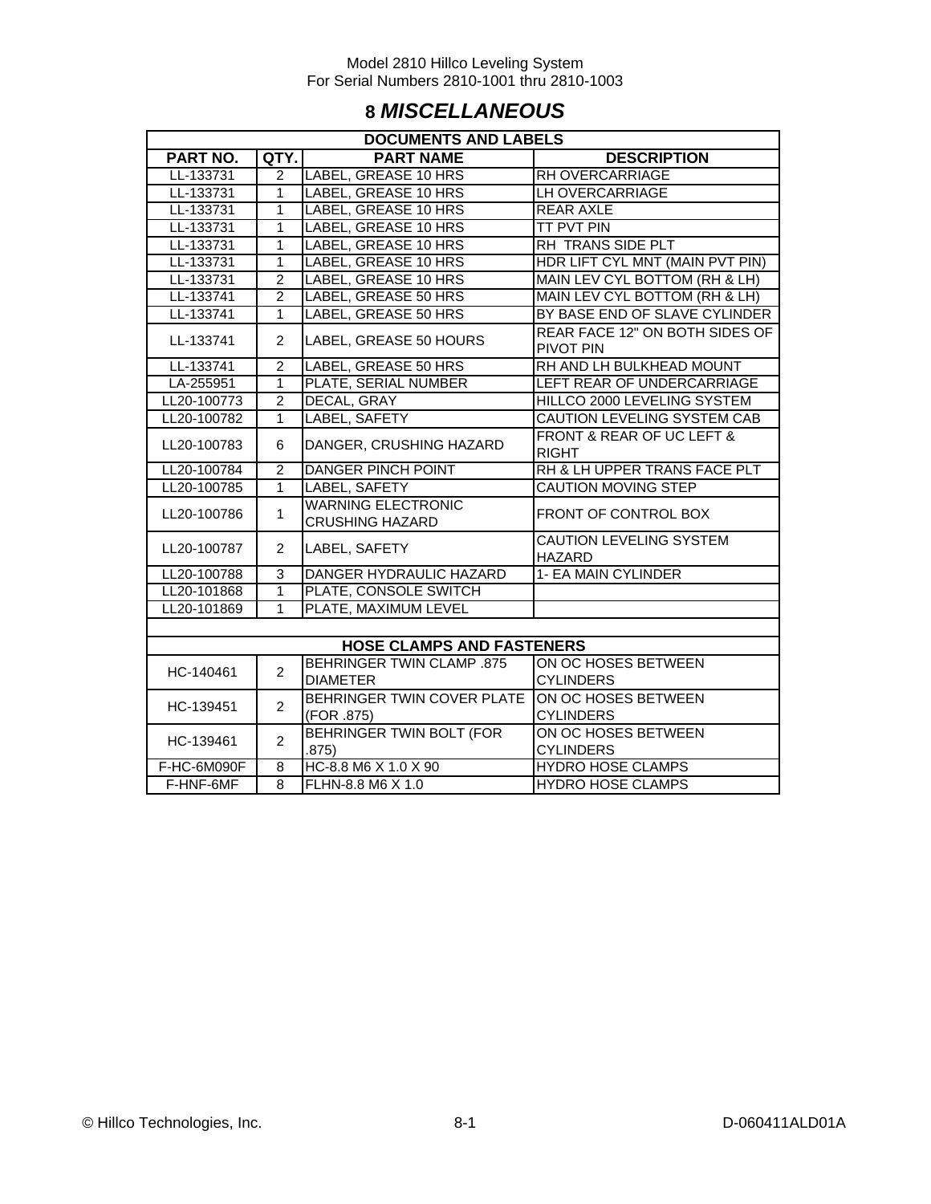# 8 *MISCELLANEOUS*

| DOCUMENTS AND LABELS | | | |
|---|---|---|---|
| **PART NO.** | **QTY.** | **PART NAME** | **DESCRIPTION** |
| LL-133731 | 2 | LABEL, GREASE 10 HRS | RH OVERCARRIAGE |
| LL-133731 | 1 | LABEL, GREASE 10 HRS | LH OVERCARRIAGE |
| LL-133731 | 1 | LABEL, GREASE 10 HRS | REAR AXLE |
| LL-133731 | 1 | LABEL, GREASE 10 HRS | TT PVT PIN |
| LL-133731 | 1 | LABEL, GREASE 10 HRS | RH TRANS SIDE PLT |
| LL-133731 | 1 | LABEL, GREASE 10 HRS | HDR LIFT CYL MNT (MAIN PVT PIN) |
| LL-133731 | 2 | LABEL, GREASE 10 HRS | MAIN LEV CYL BOTTOM (RH & LH) |
| LL-133741 | 2 | LABEL, GREASE 50 HRS | MAIN LEV CYL BOTTOM (RH & LH) |
| LL-133741 | 1 | LABEL, GREASE 50 HRS | BY BASE END OF SLAVE CYLINDER |
| LL-133741 | 2 | LABEL, GREASE 50 HOURS | REAR FACE 12" ON BOTH SIDES OF PIVOT PIN |
| LL-133741 | 2 | LABEL, GREASE 50 HRS | RH AND LH BULKHEAD MOUNT |
| LA-255951 | 1 | PLATE, SERIAL NUMBER | LEFT REAR OF UNDERCARRIAGE |
| LL20-100773 | 2 | DECAL, GRAY | HILLCO 2000 LEVELING SYSTEM |
| LL20-100782 | 1 | LABEL, SAFETY | CAUTION LEVELING SYSTEM CAB |
| LL20-100783 | 6 | DANGER, CRUSHING HAZARD | FRONT & REAR OF UC LEFT & RIGHT |
| LL20-100784 | 2 | DANGER PINCH POINT | RH & LH UPPER TRANS FACE PLT |
| LL20-100785 | 1 | LABEL, SAFETY | CAUTION MOVING STEP |
| LL20-100786 | 1 | WARNING ELECTRONIC CRUSHING HAZARD | FRONT OF CONTROL BOX |
| LL20-100787 | 2 | LABEL, SAFETY | CAUTION LEVELING SYSTEM HAZARD |
| LL20-100788 | 3 | DANGER HYDRAULIC HAZARD | 1- EA MAIN CYLINDER |
| LL20-101868 | 1 | PLATE, CONSOLE SWITCH | |
| LL20-101869 | 1 | PLATE, MAXIMUM LEVEL | |
| | | | |
| **HOSE CLAMPS AND FASTENERS** | | | |
| HC-140461 | 2 | BEHRINGER TWIN CLAMP .875 DIAMETER | ON OC HOSES BETWEEN CYLINDERS |
| HC-139451 | 2 | BEHRINGER TWIN COVER PLATE (FOR .875) | ON OC HOSES BETWEEN CYLINDERS |
| HC-139461 | 2 | BEHRINGER TWIN BOLT (FOR .875) | ON OC HOSES BETWEEN CYLINDERS |
| F-HC-6M090F | 8 | HC-8.8 M6 X 1.0 X 90 | HYDRO HOSE CLAMPS |
| F-HNF-6MF | 8 | FLHN-8.8 M6 X 1.0 | HYDRO HOSE CLAMPS |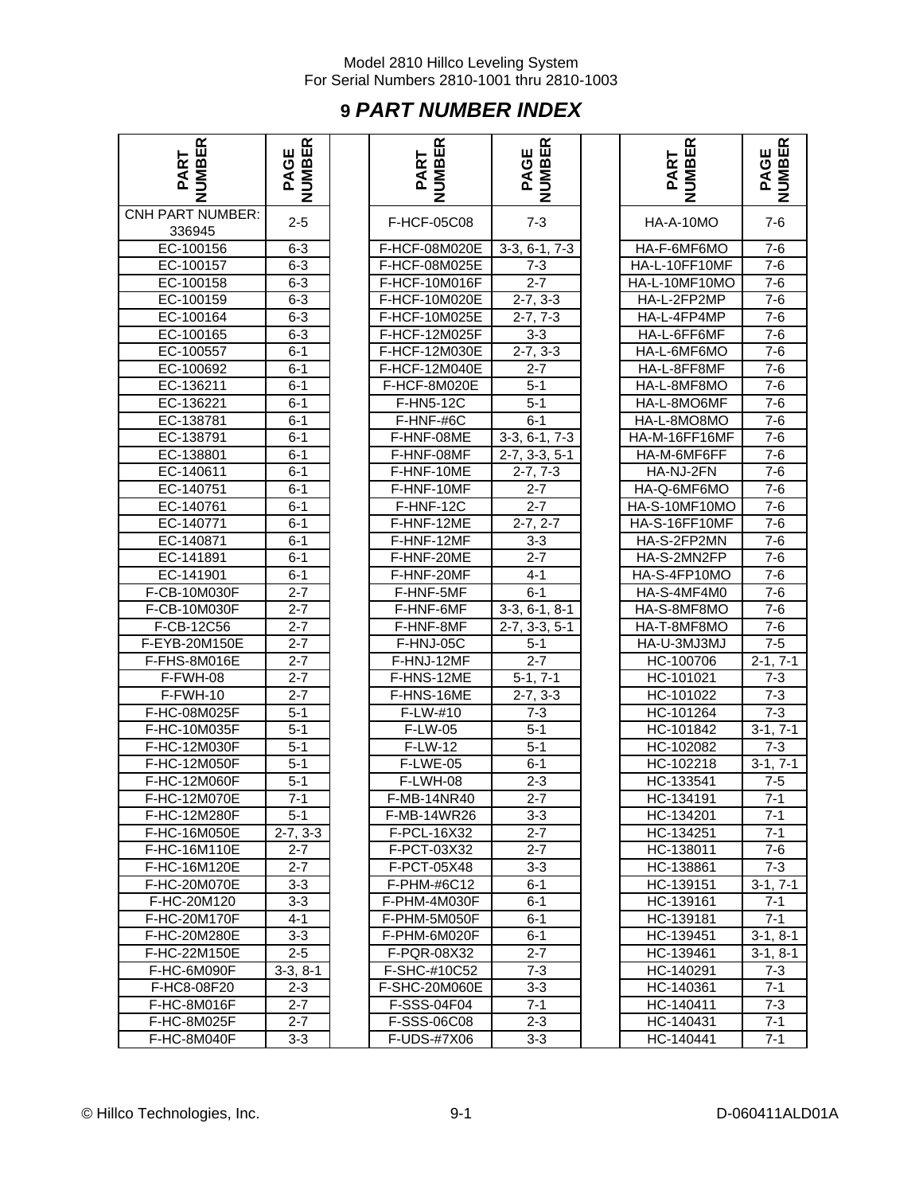Model 2810 Hillco Leveling System
For Serial Numbers 2810-1001 thru 2810-1003

# 9 PART NUMBER INDEX

| PART NUMBER | PAGE NUMBER | | PART NUMBER | PAGE NUMBER | | PART NUMBER | PAGE NUMBER |
|---|---|---|---|---|---|---|---|
| CNH PART NUMBER: 336945 | 2-5 | | F-HCF-05C08 | 7-3 | | HA-A-10MO | 7-6 |
| EC-100156 | 6-3 | | F-HCF-08M020E | 3-3, 6-1, 7-3 | | HA-F-6MF6MO | 7-6 |
| EC-100157 | 6-3 | | F-HCF-08M025E | 7-3 | | HA-L-10FF10MF | 7-6 |
| EC-100158 | 6-3 | | F-HCF-10M016F | 2-7 | | HA-L-10MF10MO | 7-6 |
| EC-100159 | 6-3 | | F-HCF-10M020E | 2-7, 3-3 | | HA-L-2FP2MP | 7-6 |
| EC-100164 | 6-3 | | F-HCF-10M025E | 2-7, 7-3 | | HA-L-4FP4MP | 7-6 |
| EC-100165 | 6-3 | | F-HCF-12M025F | 3-3 | | HA-L-6FF6MF | 7-6 |
| EC-100557 | 6-1 | | F-HCF-12M030E | 2-7, 3-3 | | HA-L-6MF6MO | 7-6 |
| EC-100692 | 6-1 | | F-HCF-12M040E | 2-7 | | HA-L-8FF8MF | 7-6 |
| EC-136211 | 6-1 | | F-HCF-8M020E | 5-1 | | HA-L-8MF8MO | 7-6 |
| EC-136221 | 6-1 | | F-HN5-12C | 5-1 | | HA-L-8MO6MF | 7-6 |
| EC-138781 | 6-1 | | F-HNF-#6C | 6-1 | | HA-L-8MO8MO | 7-6 |
| EC-138791 | 6-1 | | F-HNF-08ME | 3-3, 6-1, 7-3 | | HA-M-16FF16MF | 7-6 |
| EC-138801 | 6-1 | | F-HNF-08MF | 2-7, 3-3, 5-1 | | HA-M-6MF6FF | 7-6 |
| EC-140611 | 6-1 | | F-HNF-10ME | 2-7, 7-3 | | HA-NJ-2FN | 7-6 |
| EC-140751 | 6-1 | | F-HNF-10MF | 2-7 | | HA-Q-6MF6MO | 7-6 |
| EC-140761 | 6-1 | | F-HNF-12C | 2-7 | | HA-S-10MF10MO | 7-6 |
| EC-140771 | 6-1 | | F-HNF-12ME | 2-7, 2-7 | | HA-S-16FF10MF | 7-6 |
| EC-140871 | 6-1 | | F-HNF-12MF | 3-3 | | HA-S-2FP2MN | 7-6 |
| EC-141891 | 6-1 | | F-HNF-20ME | 2-7 | | HA-S-2MN2FP | 7-6 |
| EC-141901 | 6-1 | | F-HNF-20MF | 4-1 | | HA-S-4FP10MO | 7-6 |
| F-CB-10M030F | 2-7 | | F-HNF-5MF | 6-1 | | HA-S-4MF4M0 | 7-6 |
| F-CB-10M030F | 2-7 | | F-HNF-6MF | 3-3, 6-1, 8-1 | | HA-S-8MF8MO | 7-6 |
| F-CB-12C56 | 2-7 | | F-HNF-8MF | 2-7, 3-3, 5-1 | | HA-T-8MF8MO | 7-6 |
| F-EYB-20M150E | 2-7 | | F-HNJ-05C | 5-1 | | HA-U-3MJ3MJ | 7-5 |
| F-FHS-8M016E | 2-7 | | F-HNJ-12MF | 2-7 | | HC-100706 | 2-1, 7-1 |
| F-FWH-08 | 2-7 | | F-HNS-12ME | 5-1, 7-1 | | HC-101021 | 7-3 |
| F-FWH-10 | 2-7 | | F-HNS-16ME | 2-7, 3-3 | | HC-101022 | 7-3 |
| F-HC-08M025F | 5-1 | | F-LW-#10 | 7-3 | | HC-101264 | 7-3 |
| F-HC-10M035F | 5-1 | | F-LW-05 | 5-1 | | HC-101842 | 3-1, 7-1 |
| F-HC-12M030F | 5-1 | | F-LW-12 | 5-1 | | HC-102082 | 7-3 |
| F-HC-12M050F | 5-1 | | F-LWE-05 | 6-1 | | HC-102218 | 3-1, 7-1 |
| F-HC-12M060F | 5-1 | | F-LWH-08 | 2-3 | | HC-133541 | 7-5 |
| F-HC-12M070E | 7-1 | | F-MB-14NR40 | 2-7 | | HC-134191 | 7-1 |
| F-HC-12M280F | 5-1 | | F-MB-14WR26 | 3-3 | | HC-134201 | 7-1 |
| F-HC-16M050E | 2-7, 3-3 | | F-PCL-16X32 | 2-7 | | HC-134251 | 7-1 |
| F-HC-16M110E | 2-7 | | F-PCT-03X32 | 2-7 | | HC-138011 | 7-6 |
| F-HC-16M120E | 2-7 | | F-PCT-05X48 | 3-3 | | HC-138861 | 7-3 |
| F-HC-20M070E | 3-3 | | F-PHM-#6C12 | 6-1 | | HC-139151 | 3-1, 7-1 |
| F-HC-20M120 | 3-3 | | F-PHM-4M030F | 6-1 | | HC-139161 | 7-1 |
| F-HC-20M170F | 4-1 | | F-PHM-5M050F | 6-1 | | HC-139181 | 7-1 |
| F-HC-20M280E | 3-3 | | F-PHM-6M020F | 6-1 | | HC-139451 | 3-1, 8-1 |
| F-HC-22M150E | 2-5 | | F-PQR-08X32 | 2-7 | | HC-139461 | 3-1, 8-1 |
| F-HC-6M090F | 3-3, 8-1 | | F-SHC-#10C52 | 7-3 | | HC-140291 | 7-3 |
| F-HC8-08F20 | 2-3 | | F-SHC-20M060E | 3-3 | | HC-140361 | 7-1 |
| F-HC-8M016F | 2-7 | | F-SSS-04F04 | 7-1 | | HC-140411 | 7-3 |
| F-HC-8M025F | 2-7 | | F-SSS-06C08 | 2-3 | | HC-140431 | 7-1 |
| F-HC-8M040F | 3-3 | | F-UDS-#7X06 | 3-3 | | HC-140441 | 7-1 |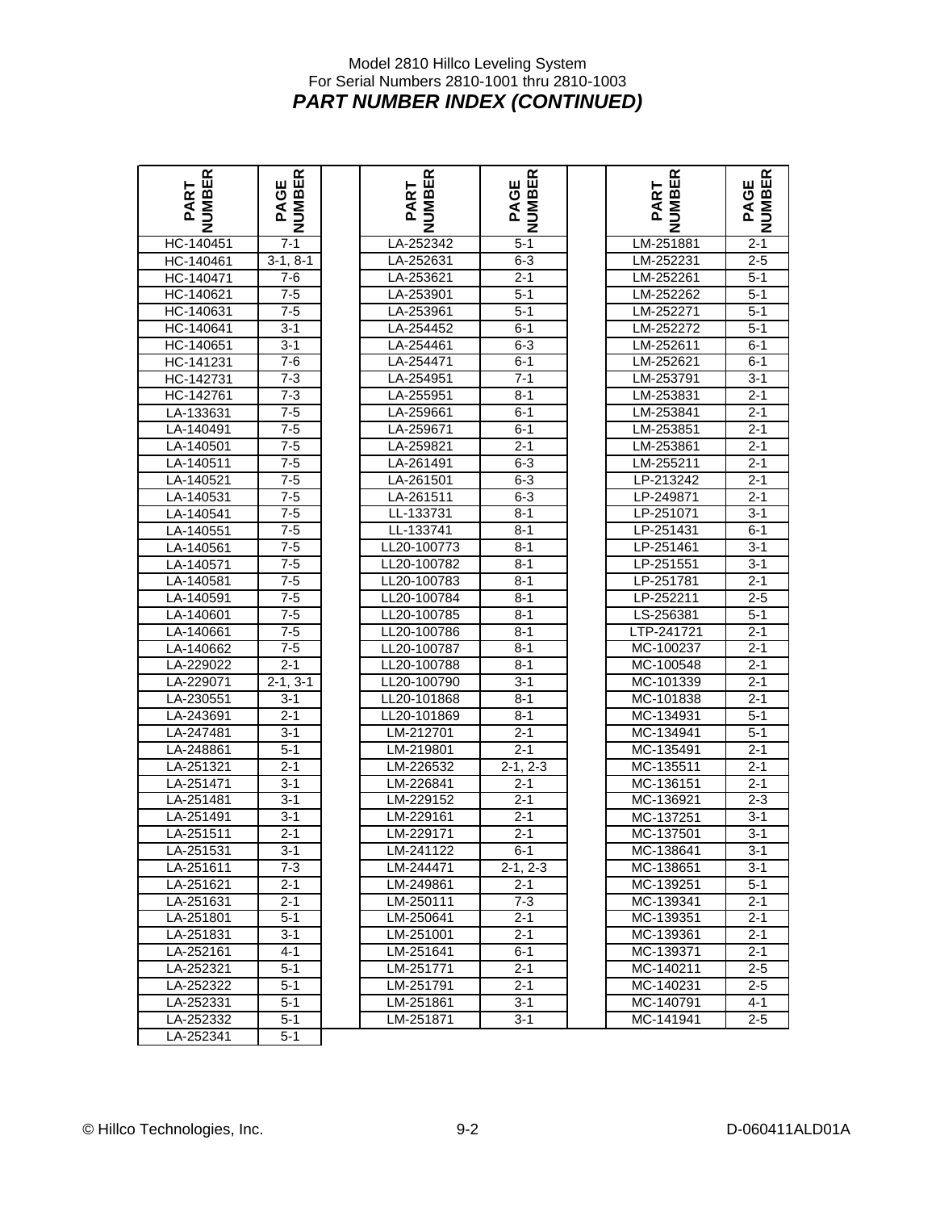Model 2810 Hillco Leveling System
For Serial Numbers 2810-1001 thru 2810-1003

# *PART NUMBER INDEX (CONTINUED)*

| PART NUMBER | PAGE NUMBER | | PART NUMBER | PAGE NUMBER | | PART NUMBER | PAGE NUMBER |
|---|---|---|---|---|---|---|---|
| HC-140451 | 7-1 | | LA-252342 | 5-1 | | LM-251881 | 2-1 |
| HC-140461 | 3-1, 8-1 | | LA-252631 | 6-3 | | LM-252231 | 2-5 |
| HC-140471 | 7-6 | | LA-253621 | 2-1 | | LM-252261 | 5-1 |
| HC-140621 | 7-5 | | LA-253901 | 5-1 | | LM-252262 | 5-1 |
| HC-140631 | 7-5 | | LA-253961 | 5-1 | | LM-252271 | 5-1 |
| HC-140641 | 3-1 | | LA-254452 | 6-1 | | LM-252272 | 5-1 |
| HC-140651 | 3-1 | | LA-254461 | 6-3 | | LM-252611 | 6-1 |
| HC-141231 | 7-6 | | LA-254471 | 6-1 | | LM-252621 | 6-1 |
| HC-142731 | 7-3 | | LA-254951 | 7-1 | | LM-253791 | 3-1 |
| HC-142761 | 7-3 | | LA-255951 | 8-1 | | LM-253831 | 2-1 |
| LA-133631 | 7-5 | | LA-259661 | 6-1 | | LM-253841 | 2-1 |
| LA-140491 | 7-5 | | LA-259671 | 6-1 | | LM-253851 | 2-1 |
| LA-140501 | 7-5 | | LA-259821 | 2-1 | | LM-253861 | 2-1 |
| LA-140511 | 7-5 | | LA-261491 | 6-3 | | LM-255211 | 2-1 |
| LA-140521 | 7-5 | | LA-261501 | 6-3 | | LP-213242 | 2-1 |
| LA-140531 | 7-5 | | LA-261511 | 6-3 | | LP-249871 | 2-1 |
| LA-140541 | 7-5 | | LL-133731 | 8-1 | | LP-251071 | 3-1 |
| LA-140551 | 7-5 | | LL-133741 | 8-1 | | LP-251431 | 6-1 |
| LA-140561 | 7-5 | | LL20-100773 | 8-1 | | LP-251461 | 3-1 |
| LA-140571 | 7-5 | | LL20-100782 | 8-1 | | LP-251551 | 3-1 |
| LA-140581 | 7-5 | | LL20-100783 | 8-1 | | LP-251781 | 2-1 |
| LA-140591 | 7-5 | | LL20-100784 | 8-1 | | LP-252211 | 2-5 |
| LA-140601 | 7-5 | | LL20-100785 | 8-1 | | LS-256381 | 5-1 |
| LA-140661 | 7-5 | | LL20-100786 | 8-1 | | LTP-241721 | 2-1 |
| LA-140662 | 7-5 | | LL20-100787 | 8-1 | | MC-100237 | 2-1 |
| LA-229022 | 2-1 | | LL20-100788 | 8-1 | | MC-100548 | 2-1 |
| LA-229071 | 2-1, 3-1 | | LL20-100790 | 3-1 | | MC-101339 | 2-1 |
| LA-230551 | 3-1 | | LL20-101868 | 8-1 | | MC-101838 | 2-1 |
| LA-243691 | 2-1 | | LL20-101869 | 8-1 | | MC-134931 | 5-1 |
| LA-247481 | 3-1 | | LM-212701 | 2-1 | | MC-134941 | 5-1 |
| LA-248861 | 5-1 | | LM-219801 | 2-1 | | MC-135491 | 2-1 |
| LA-251321 | 2-1 | | LM-226532 | 2-1, 2-3 | | MC-135511 | 2-1 |
| LA-251471 | 3-1 | | LM-226841 | 2-1 | | MC-136151 | 2-1 |
| LA-251481 | 3-1 | | LM-229152 | 2-1 | | MC-136921 | 2-3 |
| LA-251491 | 3-1 | | LM-229161 | 2-1 | | MC-137251 | 3-1 |
| LA-251511 | 2-1 | | LM-229171 | 2-1 | | MC-137501 | 3-1 |
| LA-251531 | 3-1 | | LM-241122 | 6-1 | | MC-138641 | 3-1 |
| LA-251611 | 7-3 | | LM-244471 | 2-1, 2-3 | | MC-138651 | 3-1 |
| LA-251621 | 2-1 | | LM-249861 | 2-1 | | MC-139251 | 5-1 |
| LA-251631 | 2-1 | | LM-250111 | 7-3 | | MC-139341 | 2-1 |
| LA-251801 | 5-1 | | LM-250641 | 2-1 | | MC-139351 | 2-1 |
| LA-251831 | 3-1 | | LM-251001 | 2-1 | | MC-139361 | 2-1 |
| LA-252161 | 4-1 | | LM-251641 | 6-1 | | MC-139371 | 2-1 |
| LA-252321 | 5-1 | | LM-251771 | 2-1 | | MC-140211 | 2-5 |
| LA-252322 | 5-1 | | LM-251791 | 2-1 | | MC-140231 | 2-5 |
| LA-252331 | 5-1 | | LM-251861 | 3-1 | | MC-140791 | 4-1 |
| LA-252332 | 5-1 | | LM-251871 | 3-1 | | MC-141941 | 2-5 |
| LA-252341 | 5-1 | | | | | | |